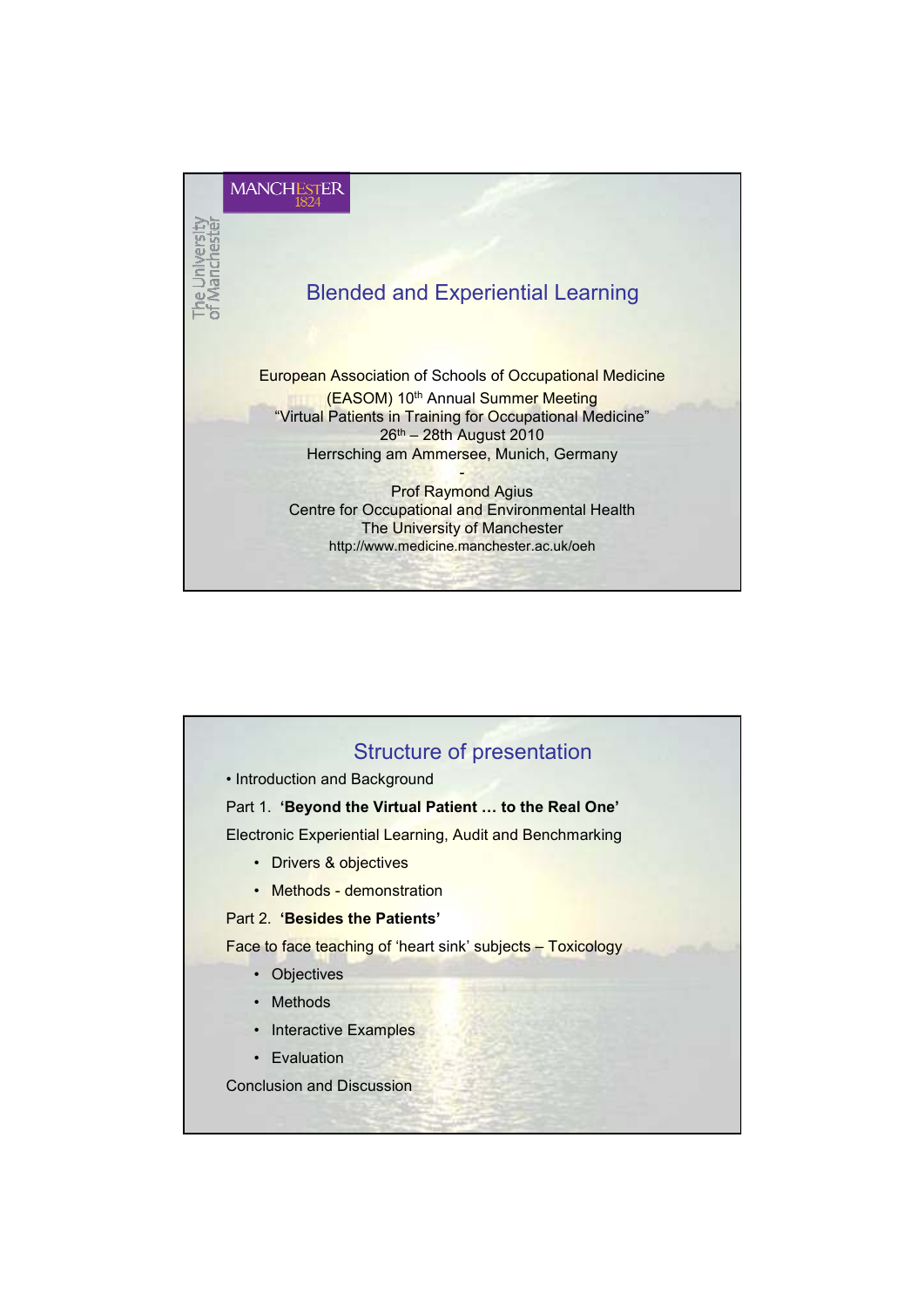MANCHESTER 1824

The University of Manchester

# Blended and Experiential Learning

European Association of Schools of Occupational Medicine (EASOM) 10th Annual Summer Meeting

"Virtual Patients in Training for Occupational Medicine"

26th – 28th August 2010

Herrsching am Ammersee, Munich, Germany

-

Prof Raymond Agius

Centre for Occupational and Environmental Health

The University of Manchester

http://www.medicine.manchester.ac.uk/oeh

## Structure of presentation

- Introduction and Background

Part 1. **'Beyond the Virtual Patient … to the Real One'**

Electronic Experiential Learning, Audit and Benchmarking

- Drivers & objectives
- Methods - demonstration

Part 2. **'Besides the Patients'**

Face to face teaching of 'heart sink' subjects – Toxicology

- Objectives
- Methods
- Interactive Examples
- Evaluation

Conclusion and Discussion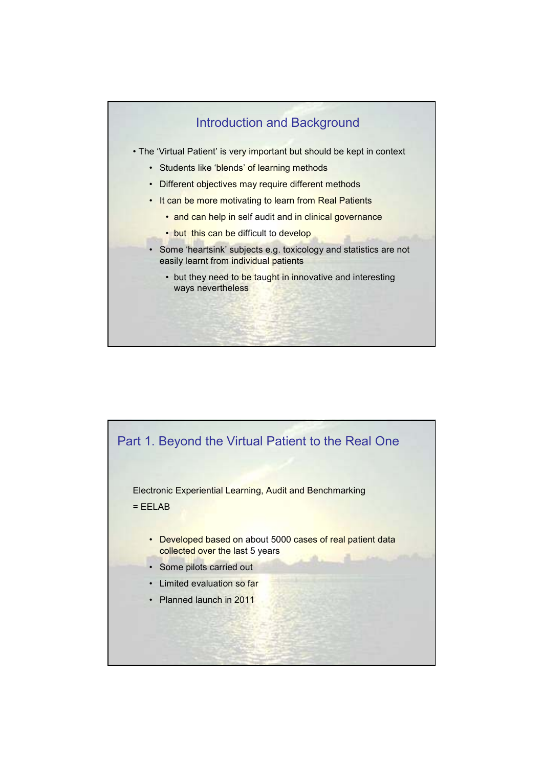## Introduction and Background

- The 'Virtual Patient' is very important but should be kept in context
  - Students like 'blends' of learning methods
  - Different objectives may require different methods
  - It can be more motivating to learn from Real Patients
    - and can help in self audit and in clinical governance
    - but this can be difficult to develop
  - Some 'heartsink' subjects e.g. toxicology and statistics are not easily learnt from individual patients
    - but they need to be taught in innovative and interesting ways nevertheless

## Part 1. Beyond the Virtual Patient to the Real One

Electronic Experiential Learning, Audit and Benchmarking

= EELAB

- Developed based on about 5000 cases of real patient data collected over the last 5 years
- Some pilots carried out
- Limited evaluation so far
- Planned launch in 2011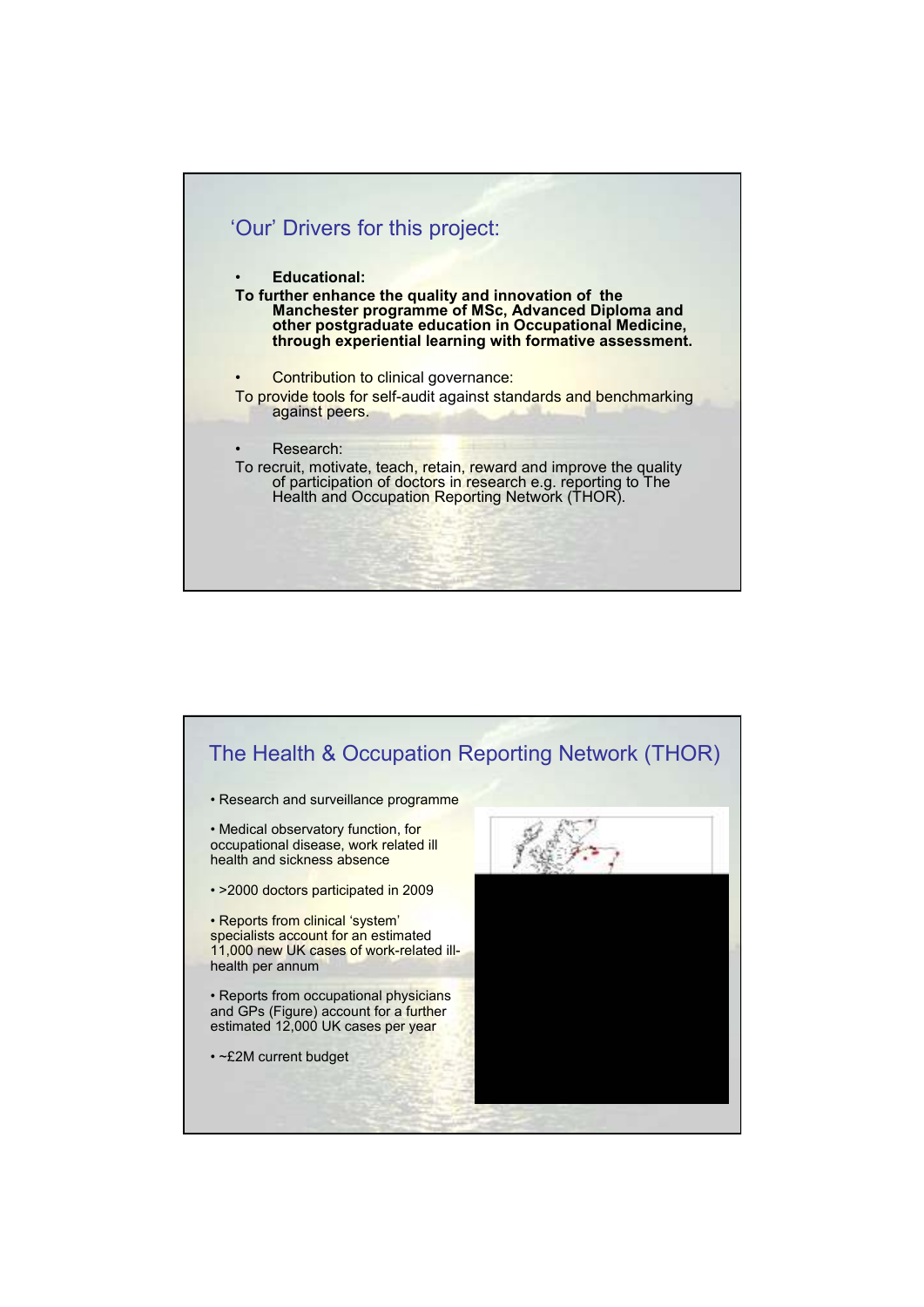## 'Our' Drivers for this project:

- **Educational:**

**To further enhance the quality and innovation of the Manchester programme of MSc, Advanced Diploma and other postgraduate education in Occupational Medicine, through experiential learning with formative assessment.**

- Contribution to clinical governance:

To provide tools for self-audit against standards and benchmarking against peers.

- Research:

To recruit, motivate, teach, retain, reward and improve the quality of participation of doctors in research e.g. reporting to The Health and Occupation Reporting Network (THOR).

## The Health & Occupation Reporting Network (THOR)

- Research and surveillance programme
- Medical observatory function, for occupational disease, work related ill health and sickness absence
- >2000 doctors participated in 2009
- Reports from clinical 'system' specialists account for an estimated 11,000 new UK cases of work-related ill-health per annum
- Reports from occupational physicians and GPs (Figure) account for a further estimated 12,000 UK cases per year
- ~£2M current budget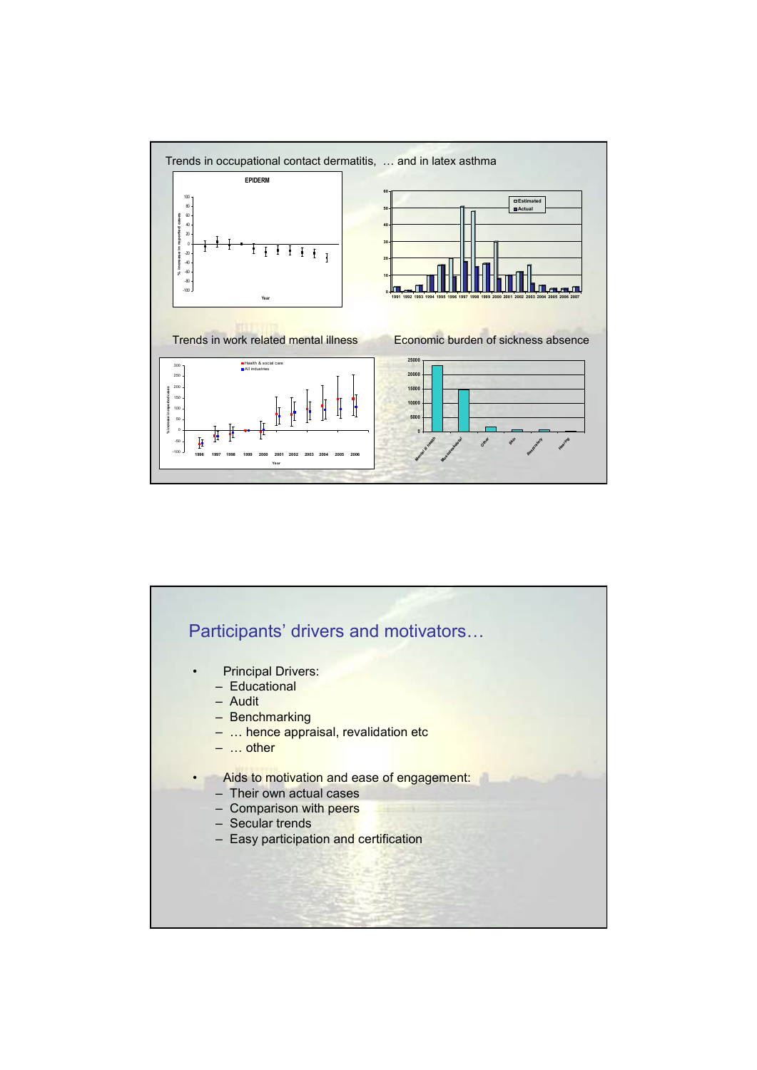Trends in occupational contact dermatitis, … and in latex asthma

Trends in work related mental illness

Economic burden of sickness absence

## Participants' drivers and motivators…

- Principal Drivers:
  - Educational
  - Audit
  - Benchmarking
  - … hence appraisal, revalidation etc
  - … other
- Aids to motivation and ease of engagement:
  - Their own actual cases
  - Comparison with peers
  - Secular trends
  - Easy participation and certification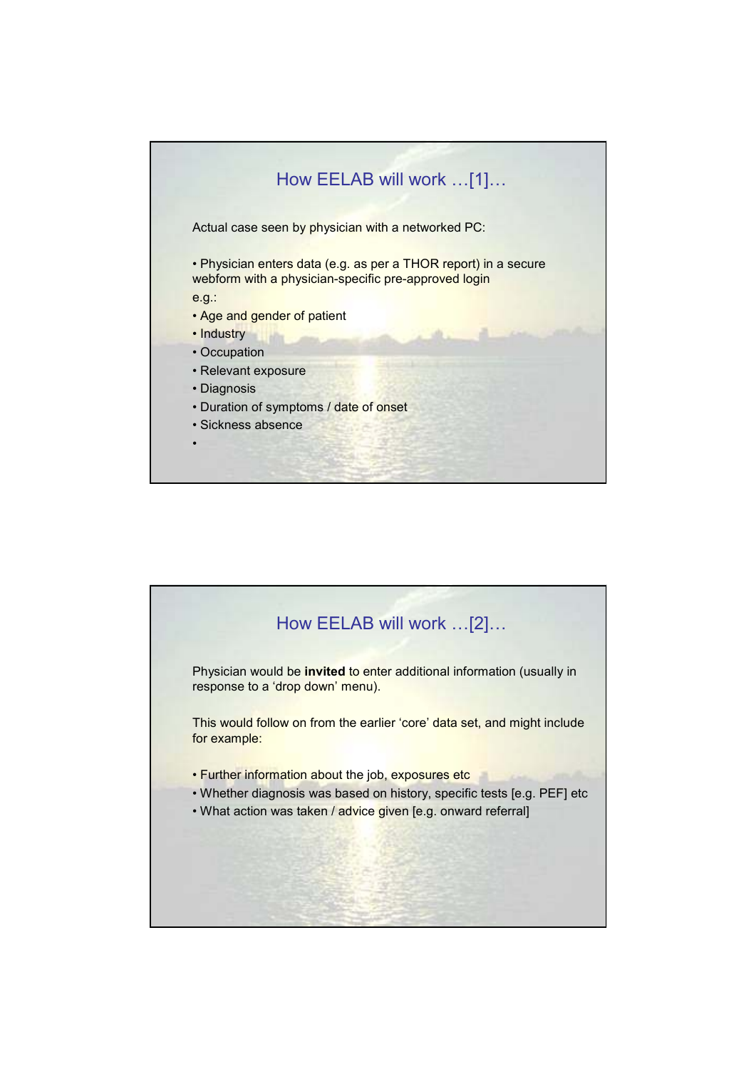## How EELAB will work …[1]…

Actual case seen by physician with a networked PC:

- Physician enters data (e.g. as per a THOR report) in a secure webform with a physician-specific pre-approved login

e.g.:

- Age and gender of patient
- Industry
- Occupation
- Relevant exposure
- Diagnosis
- Duration of symptoms / date of onset
- Sickness absence
- 

## How EELAB will work …[2]…

Physician would be **invited** to enter additional information (usually in response to a 'drop down' menu).

This would follow on from the earlier 'core' data set, and might include for example:

- Further information about the job, exposures etc
- Whether diagnosis was based on history, specific tests [e.g. PEF] etc
- What action was taken / advice given [e.g. onward referral]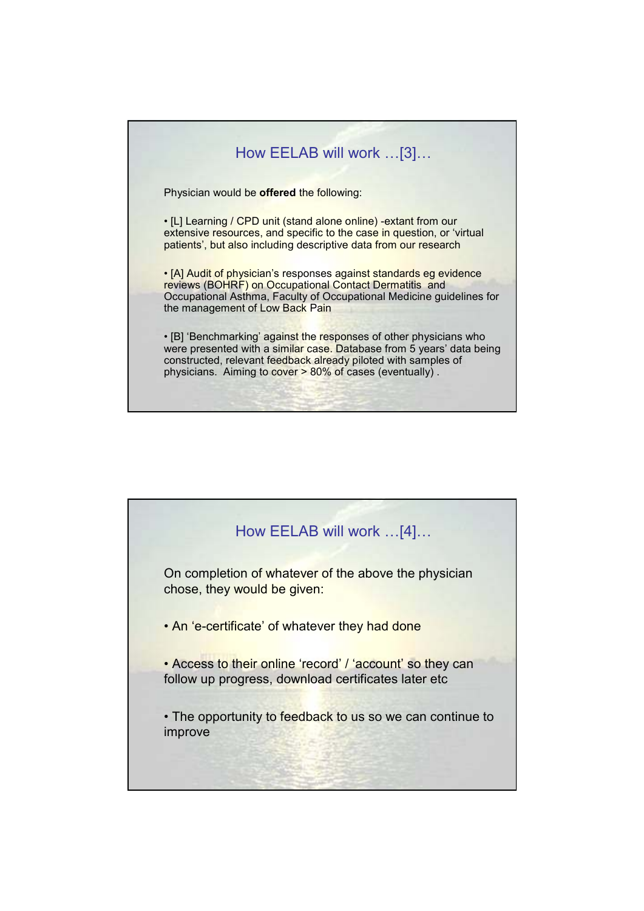## How EELAB will work …[3]…

Physician would be **offered** the following:

- [L] Learning / CPD unit (stand alone online) -extant from our extensive resources, and specific to the case in question, or 'virtual patients', but also including descriptive data from our research

- [A] Audit of physician's responses against standards eg evidence reviews (BOHRF) on Occupational Contact Dermatitis and Occupational Asthma, Faculty of Occupational Medicine guidelines for the management of Low Back Pain

- [B] 'Benchmarking' against the responses of other physicians who were presented with a similar case. Database from 5 years' data being constructed, relevant feedback already piloted with samples of physicians. Aiming to cover > 80% of cases (eventually) .

## How EELAB will work …[4]…

On completion of whatever of the above the physician chose, they would be given:

- An 'e-certificate' of whatever they had done

- Access to their online 'record' / 'account' so they can follow up progress, download certificates later etc

- The opportunity to feedback to us so we can continue to improve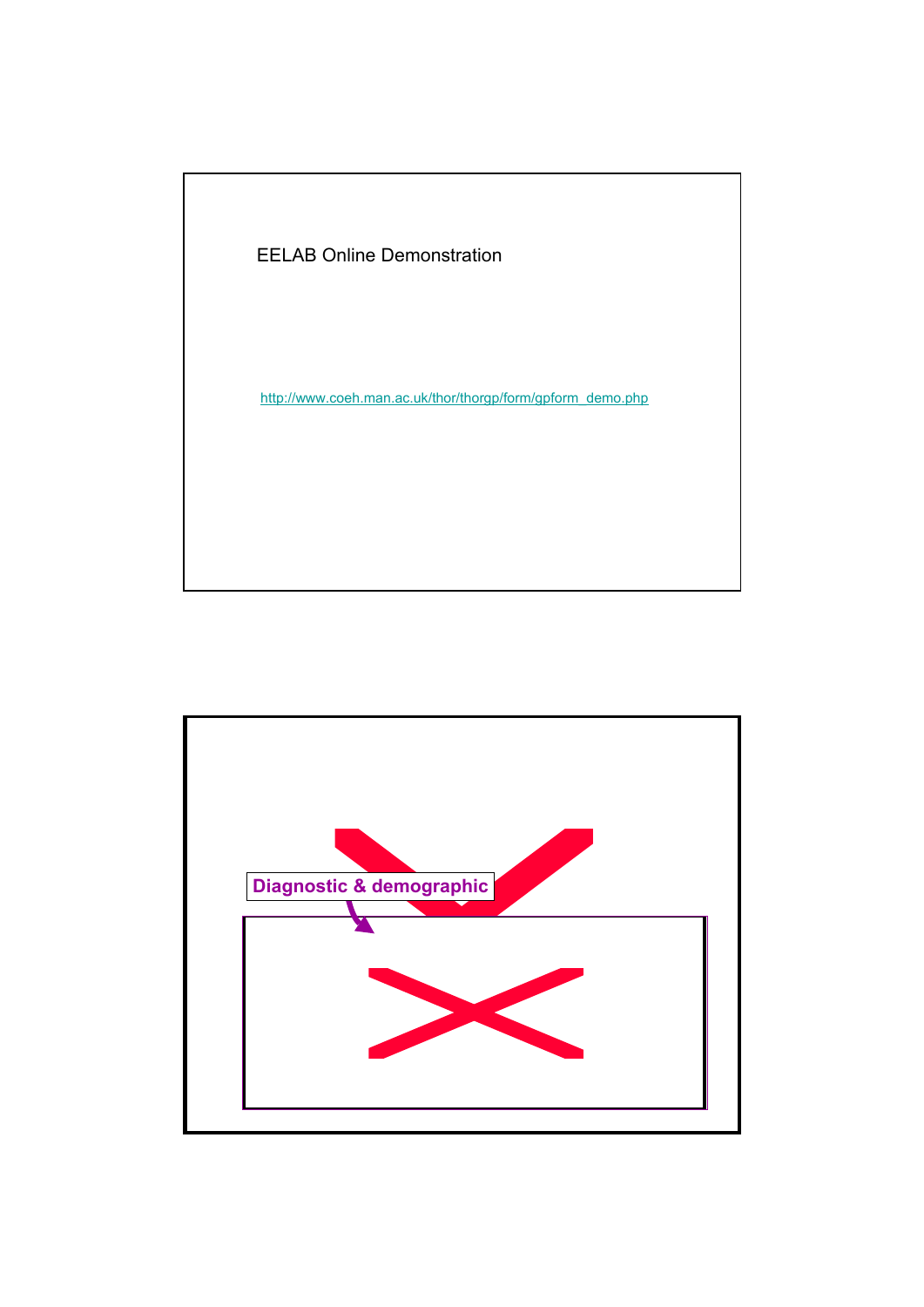EELAB Online Demonstration

http://www.coeh.man.ac.uk/thor/thorgp/form/gpform_demo.php

Diagnostic & demographic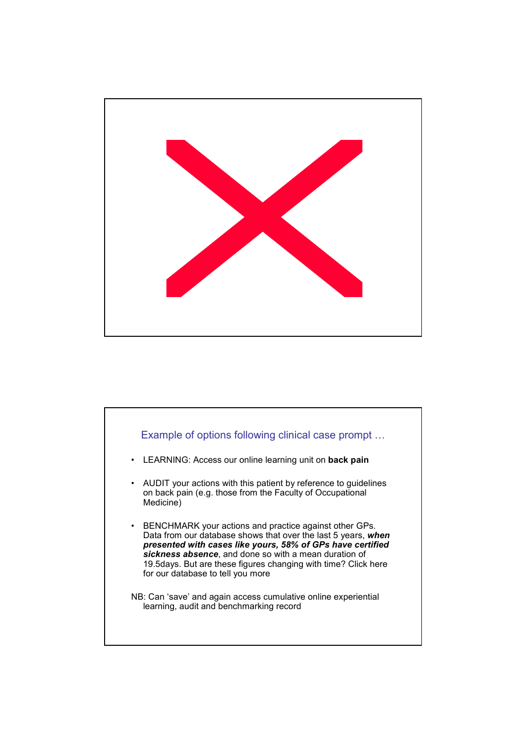## Example of options following clinical case prompt …

- LEARNING: Access our online learning unit on **back pain**
- AUDIT your actions with this patient by reference to guidelines on back pain (e.g. those from the Faculty of Occupational Medicine)
- BENCHMARK your actions and practice against other GPs. Data from our database shows that over the last 5 years, ***when presented with cases like yours, 58% of GPs have certified sickness absence***, and done so with a mean duration of 19.5days. But are these figures changing with time? Click here for our database to tell you more

NB: Can 'save' and again access cumulative online experiential learning, audit and benchmarking record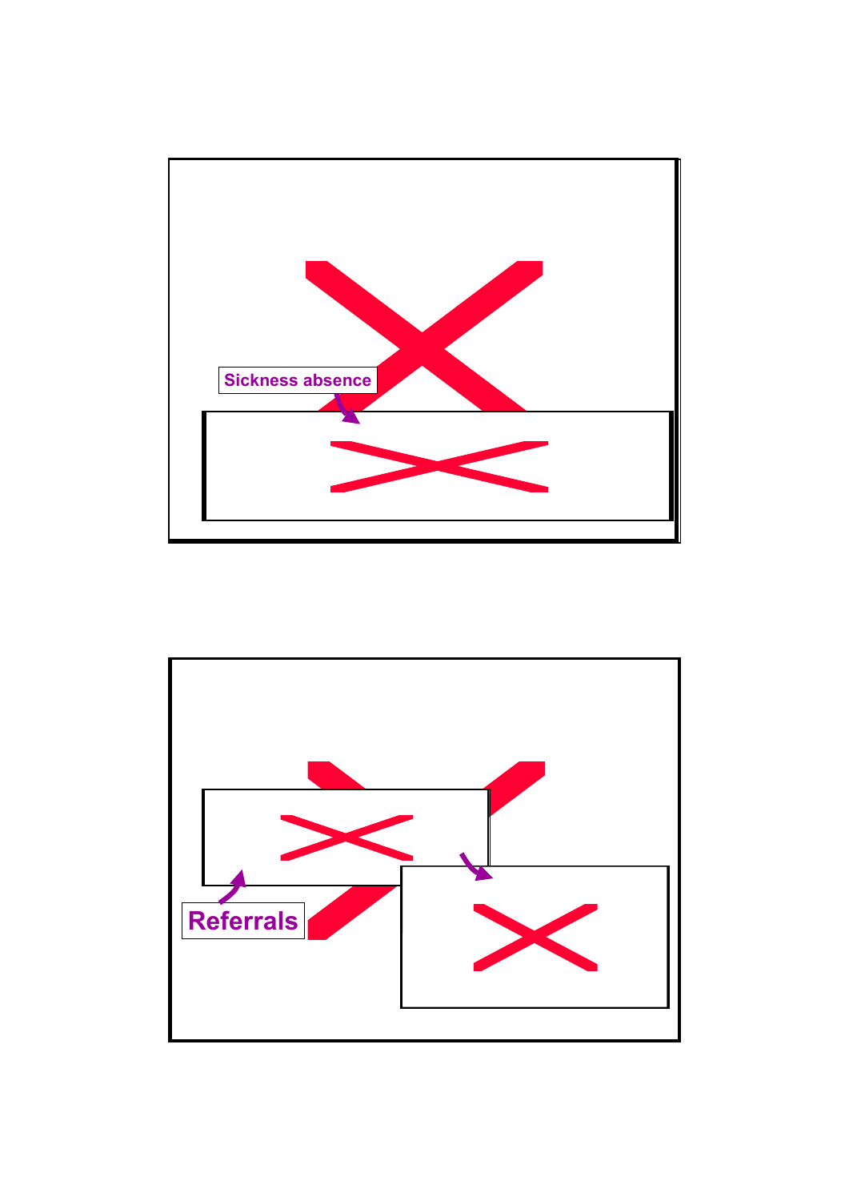Sickness absence

Referrals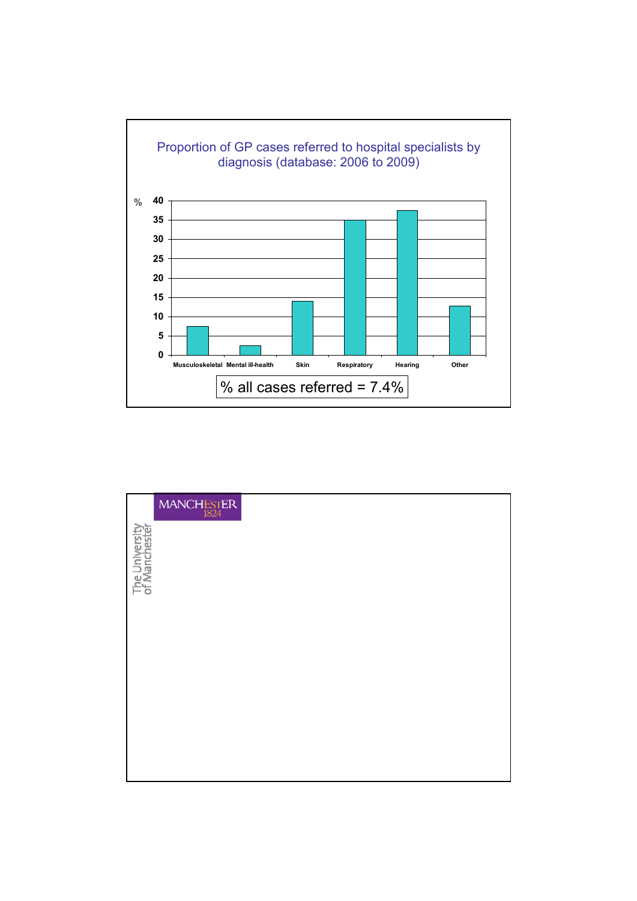## Proportion of GP cases referred to hospital specialists by diagnosis (database: 2006 to 2009)

| Diagnosis | % |
|---|---|
| Musculoskeletal | 7.5 |
| Mental ill-health | 2.5 |
| Skin | 14 |
| Respiratory | 35 |
| Hearing | 37.5 |
| Other | 12.8 |

% all cases referred = 7.4%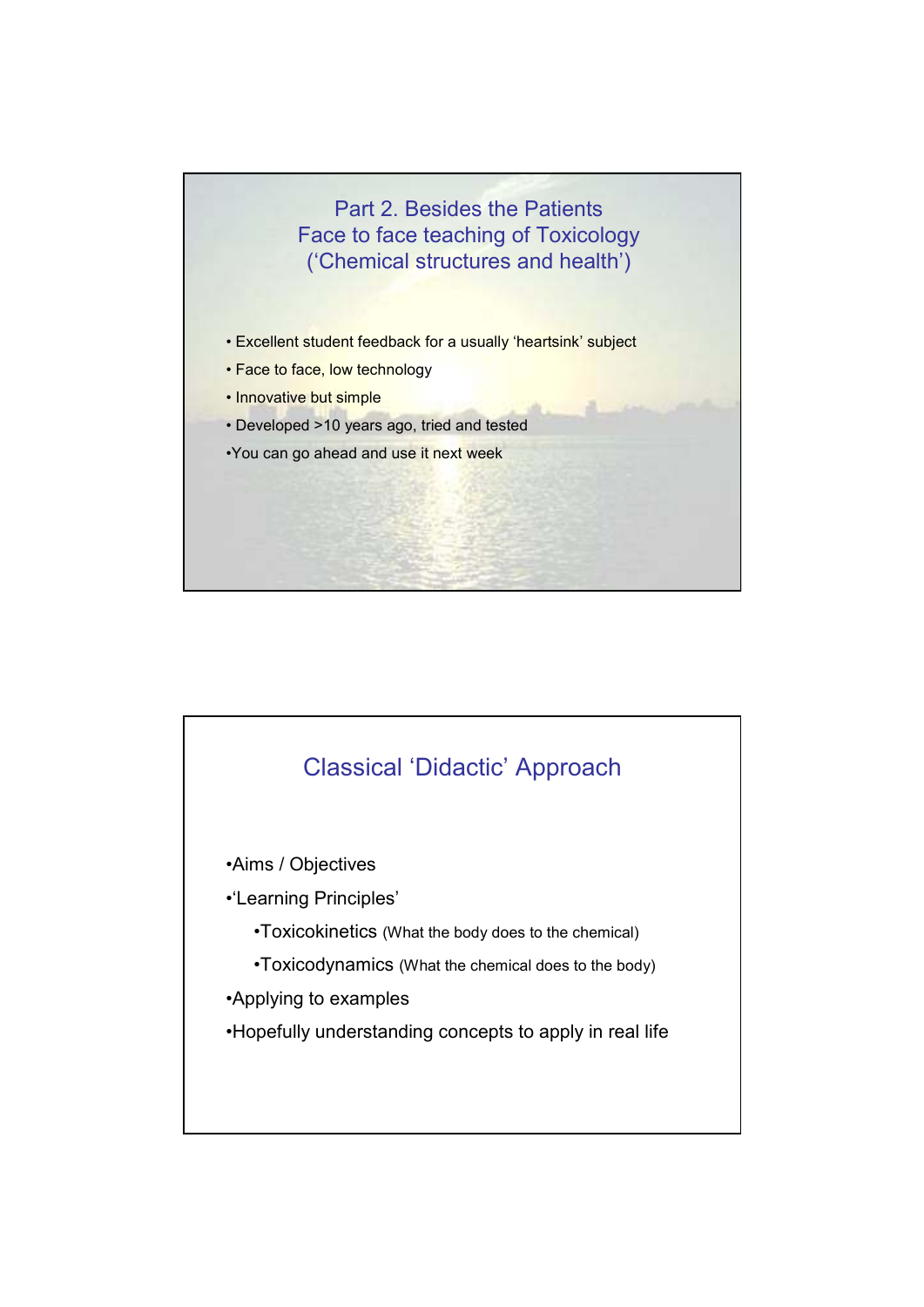## Part 2. Besides the Patients
## Face to face teaching of Toxicology
## (‘Chemical structures and health’)

- Excellent student feedback for a usually ‘heartsink’ subject
- Face to face, low technology
- Innovative but simple
- Developed >10 years ago, tried and tested
- You can go ahead and use it next week

## Classical ‘Didactic’ Approach

- Aims / Objectives
- ‘Learning Principles’
  - Toxicokinetics (What the body does to the chemical)
  - Toxicodynamics (What the chemical does to the body)
- Applying to examples
- Hopefully understanding concepts to apply in real life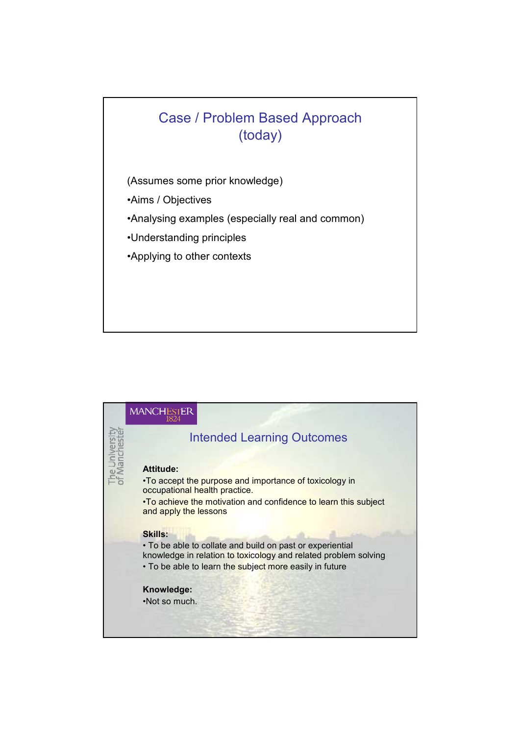## Case / Problem Based Approach (today)

(Assumes some prior knowledge)

- Aims / Objectives
- Analysing examples (especially real and common)
- Understanding principles
- Applying to other contexts

## Intended Learning Outcomes

**Attitude:**

- To accept the purpose and importance of toxicology in occupational health practice.
- To achieve the motivation and confidence to learn this subject and apply the lessons

**Skills:**

- To be able to collate and build on past or experiential knowledge in relation to toxicology and related problem solving
- To be able to learn the subject more easily in future

**Knowledge:**

- Not so much.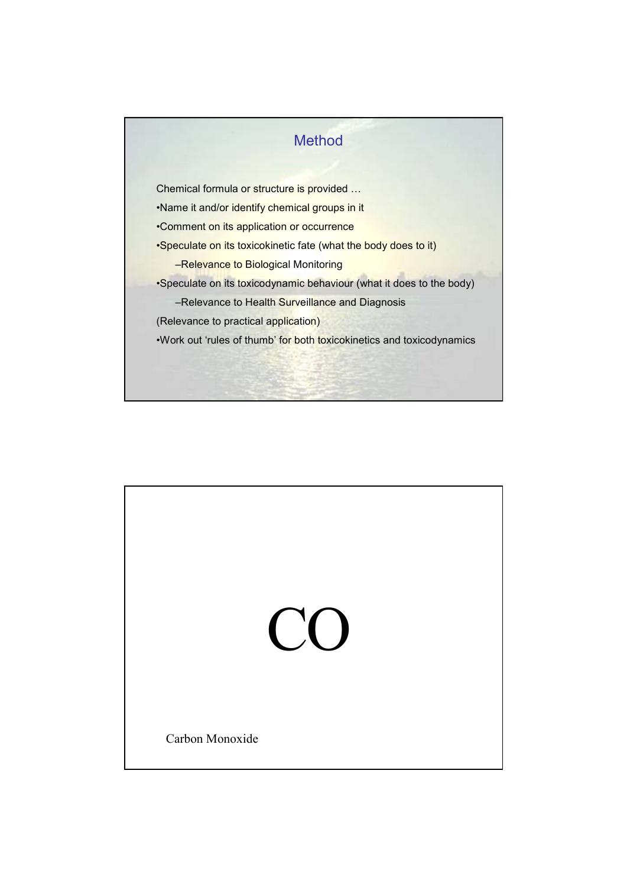## Method

Chemical formula or structure is provided …

- Name it and/or identify chemical groups in it
- Comment on its application or occurrence
- Speculate on its toxicokinetic fate (what the body does to it)
  - Relevance to Biological Monitoring
- Speculate on its toxicodynamic behaviour (what it does to the body)
  - Relevance to Health Surveillance and Diagnosis

(Relevance to practical application)

- Work out 'rules of thumb' for both toxicokinetics and toxicodynamics

# CO

Carbon Monoxide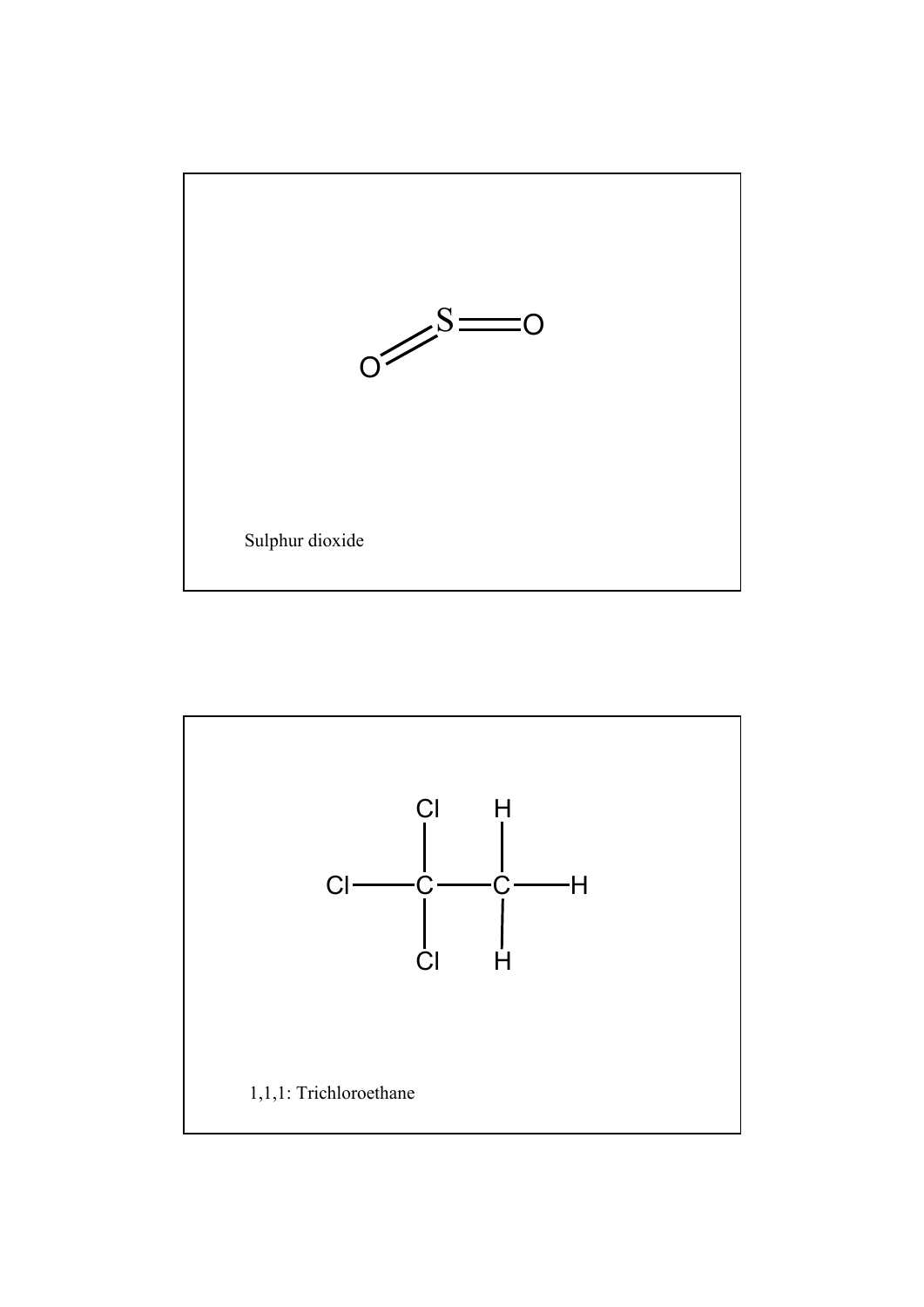Sulphur dioxide

1,1,1: Trichloroethane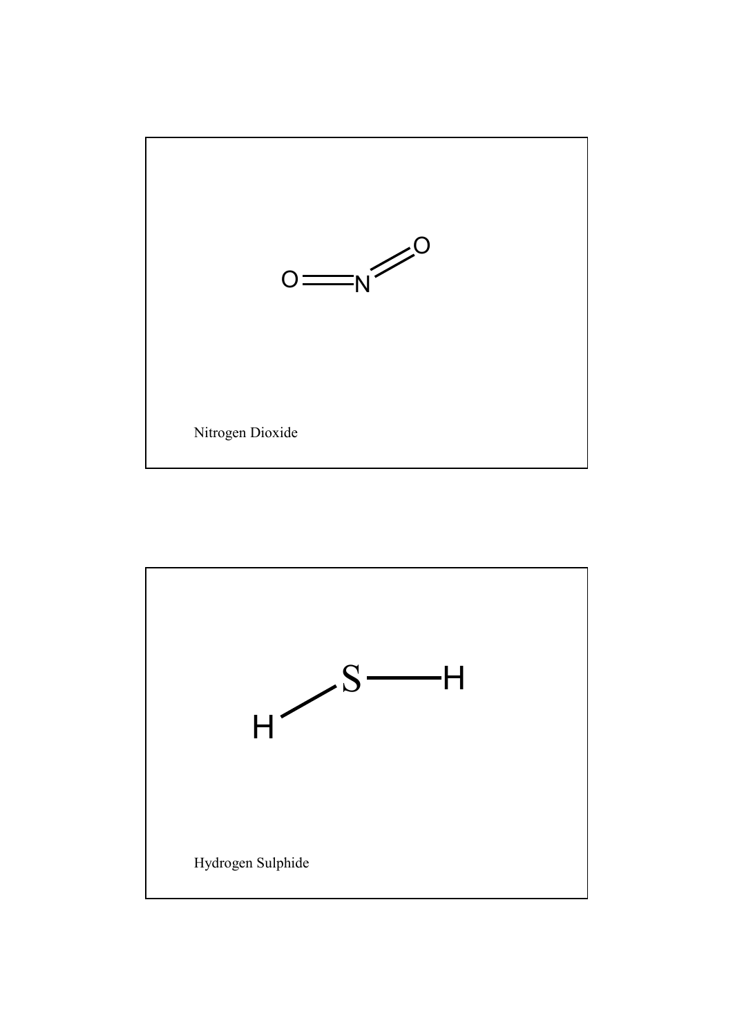Nitrogen Dioxide

Hydrogen Sulphide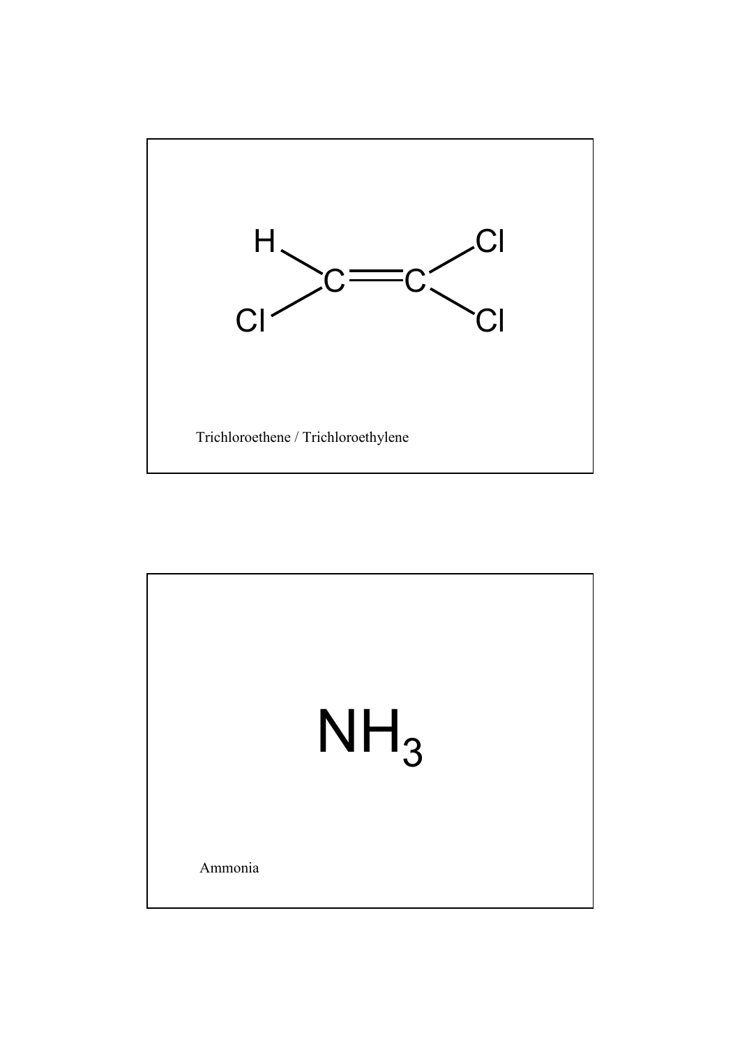$$\mathrm{HClC{=}CCl_2}$$

Trichloroethene / Trichloroethylene

$$NH_3$$

Ammonia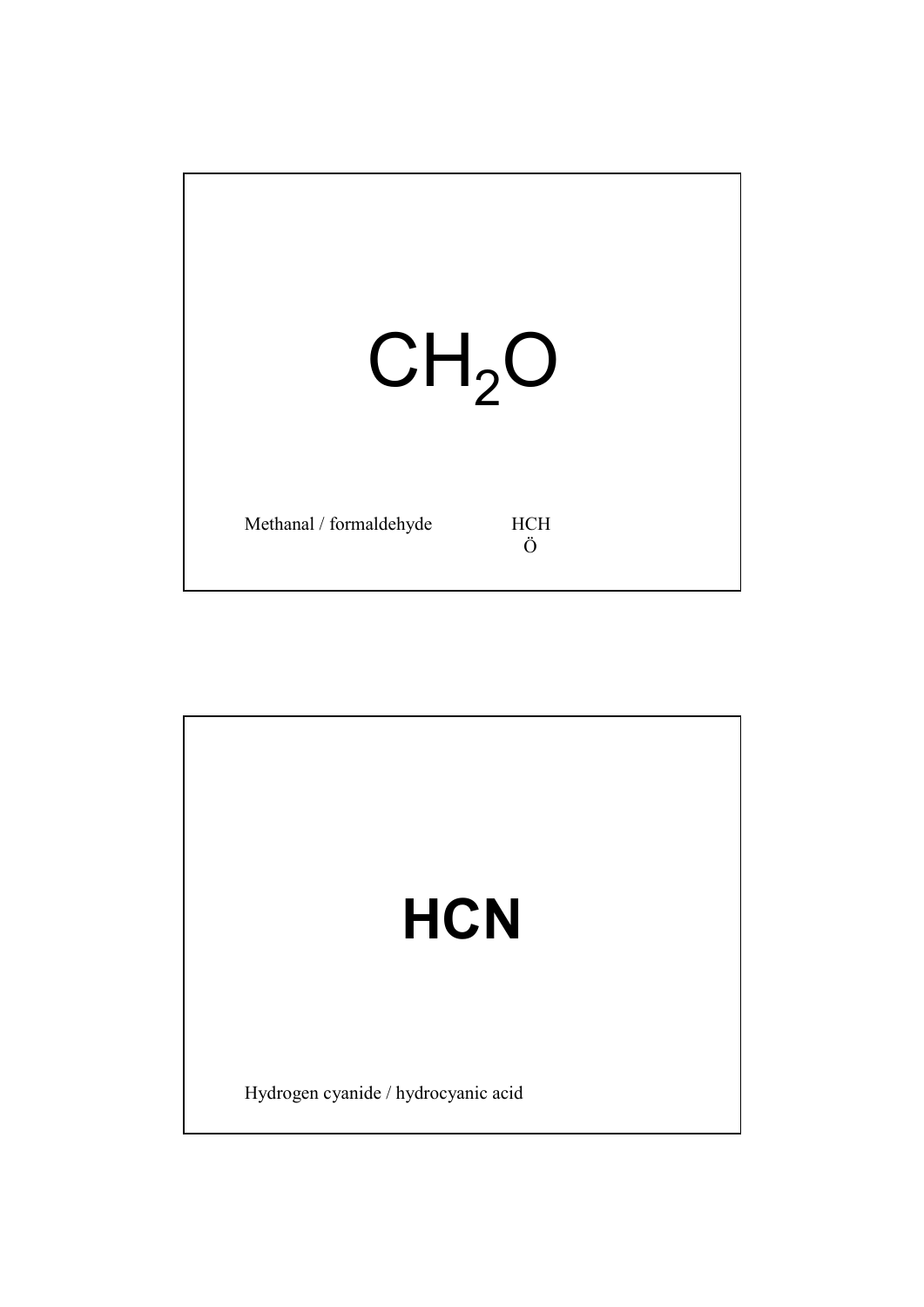$$CH_2O$$

Methanal / formaldehyde

HCH
Ö

**HCN**

Hydrogen cyanide / hydrocyanic acid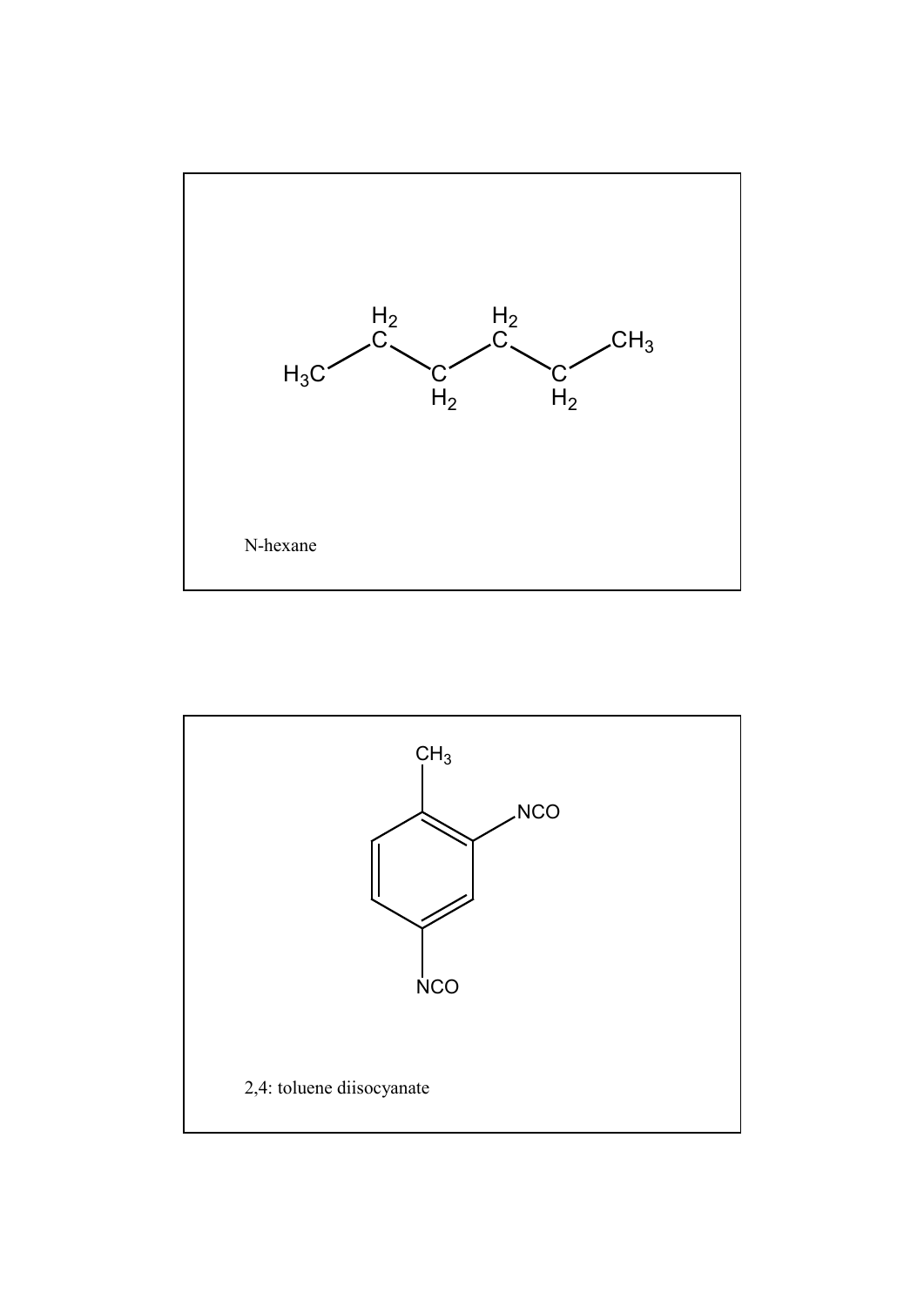N-hexane

2,4: toluene diisocyanate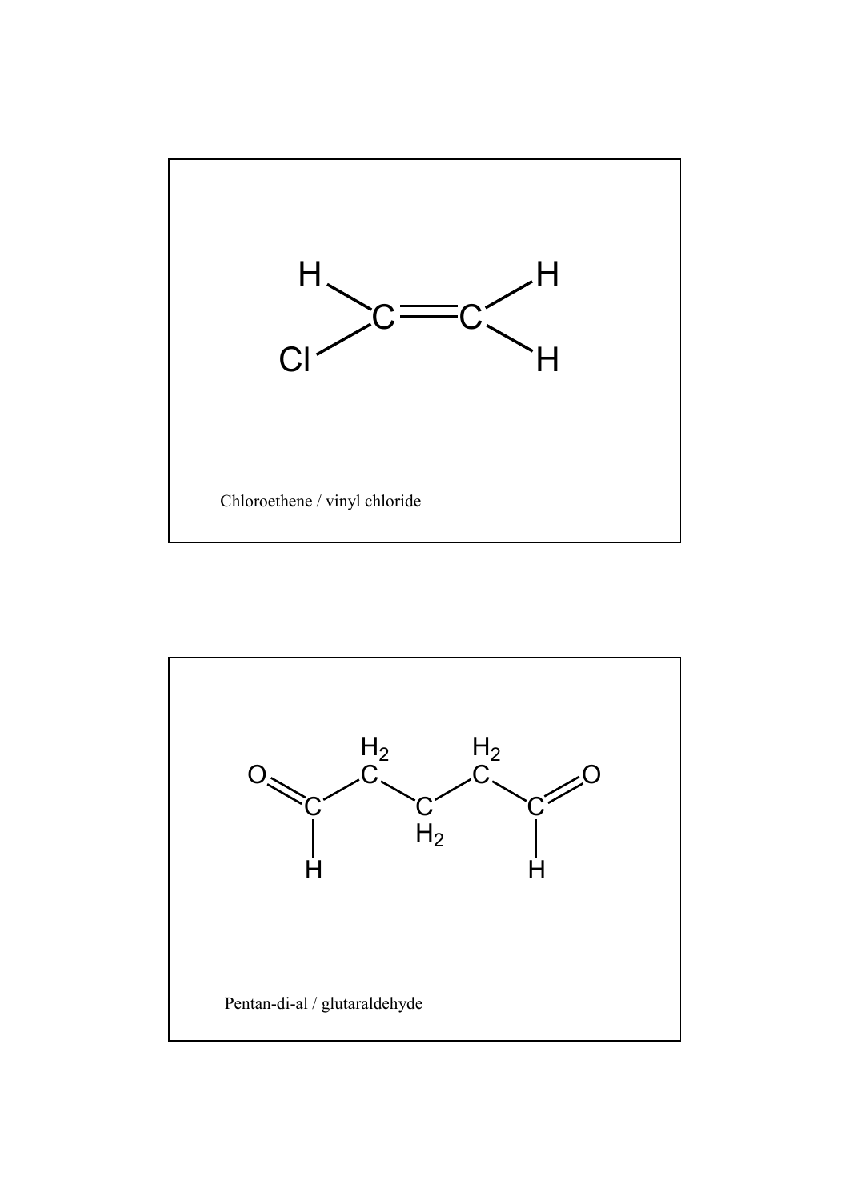Chloroethene / vinyl chloride

Pentan-di-al / glutaraldehyde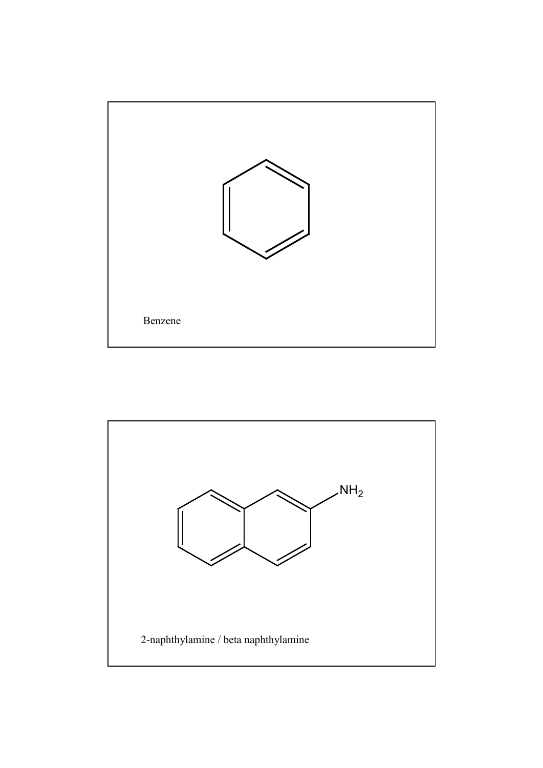Benzene

$NH_2$

2-naphthylamine / beta naphthylamine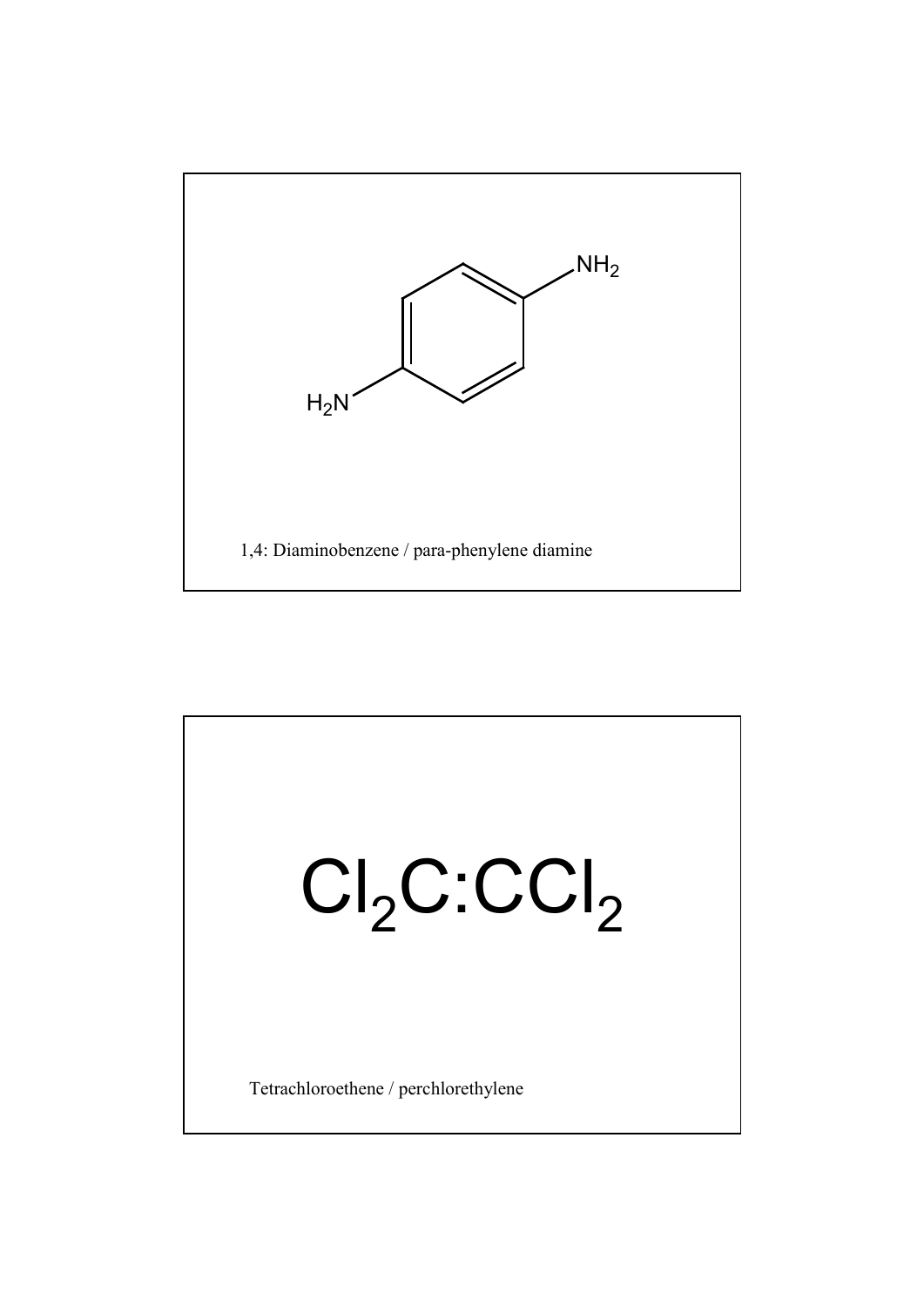$H_2N$ — $C_6H_4$ — $NH_2$

1,4: Diaminobenzene / para-phenylene diamine

$$Cl_2C{:}CCl_2$$

Tetrachloroethene / perchlorethylene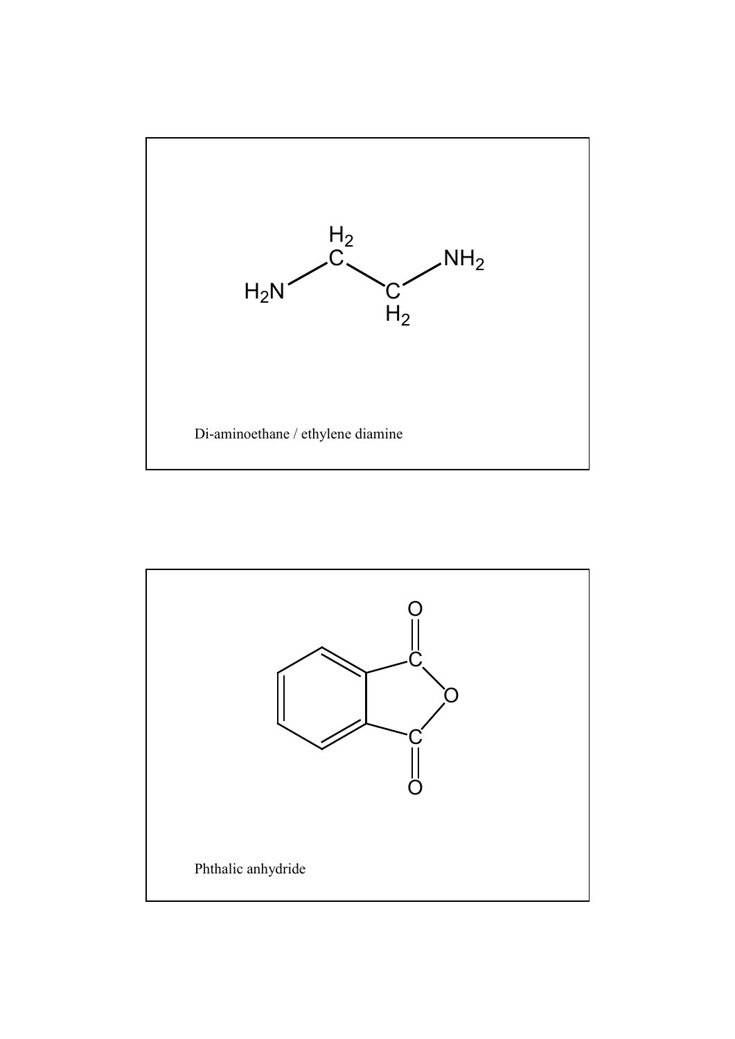Di-aminoethane / ethylene diamine

Phthalic anhydride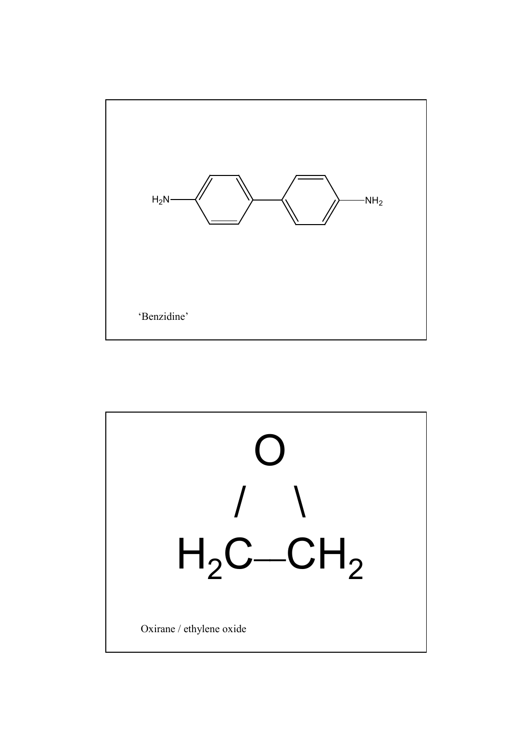$H_2N$—$C_6H_4$—$C_6H_4$—$NH_2$

‘Benzidine’

```
    O
   / \
H2C—CH2
```

Oxirane / ethylene oxide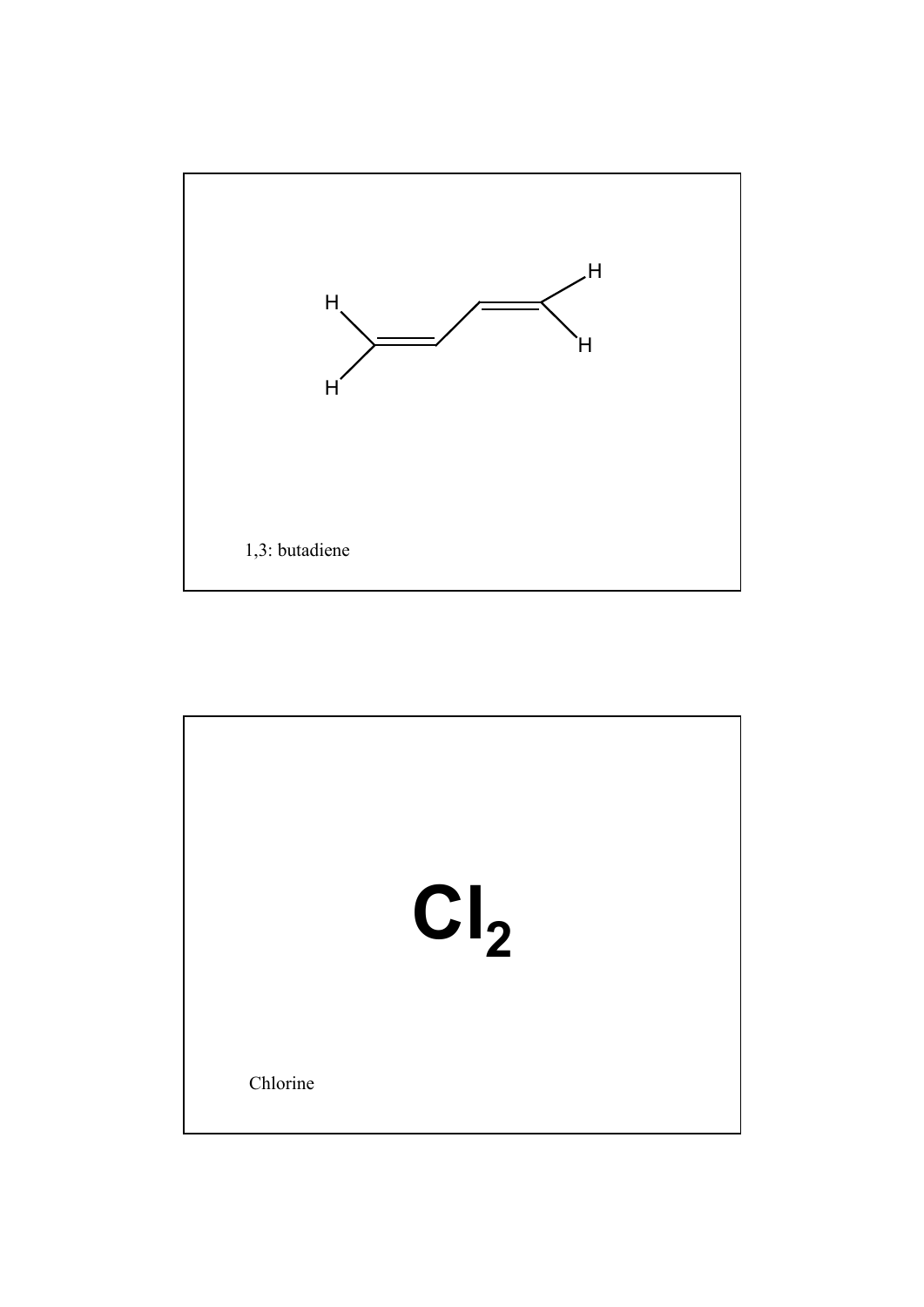1,3: butadiene

$$Cl_2$$

Chlorine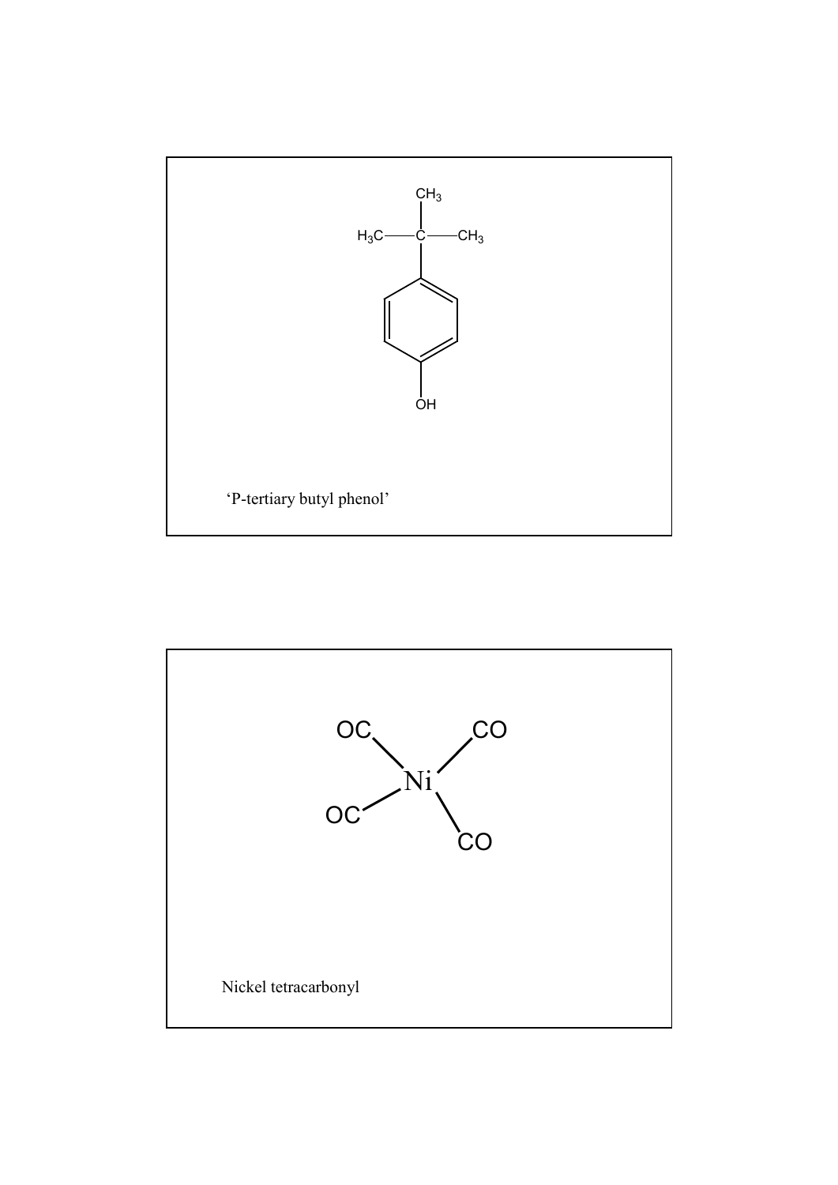‘P-tertiary butyl phenol’

Nickel tetracarbonyl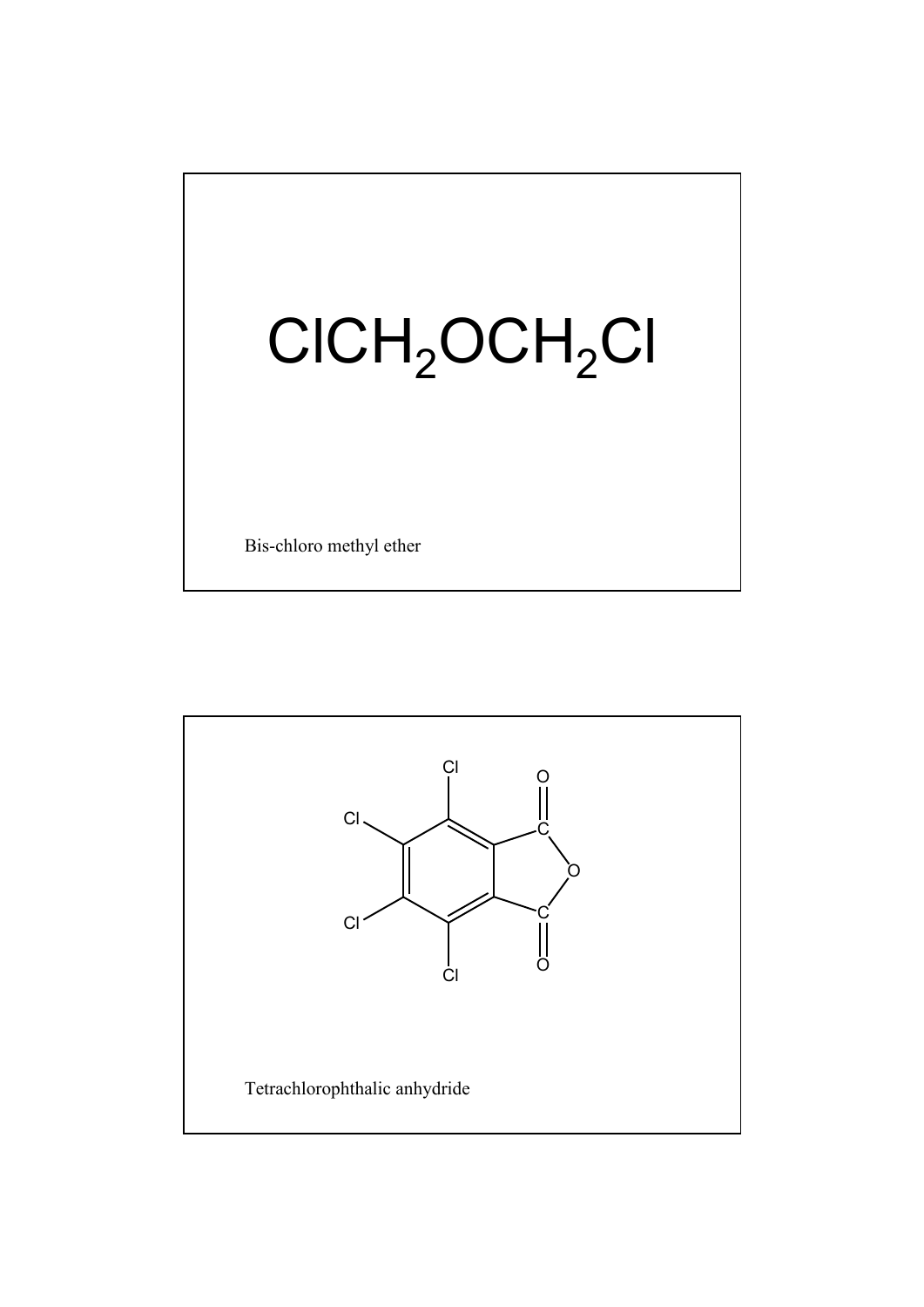$$ClCH_2OCH_2Cl$$

Bis-chloro methyl ether

Tetrachlorophthalic anhydride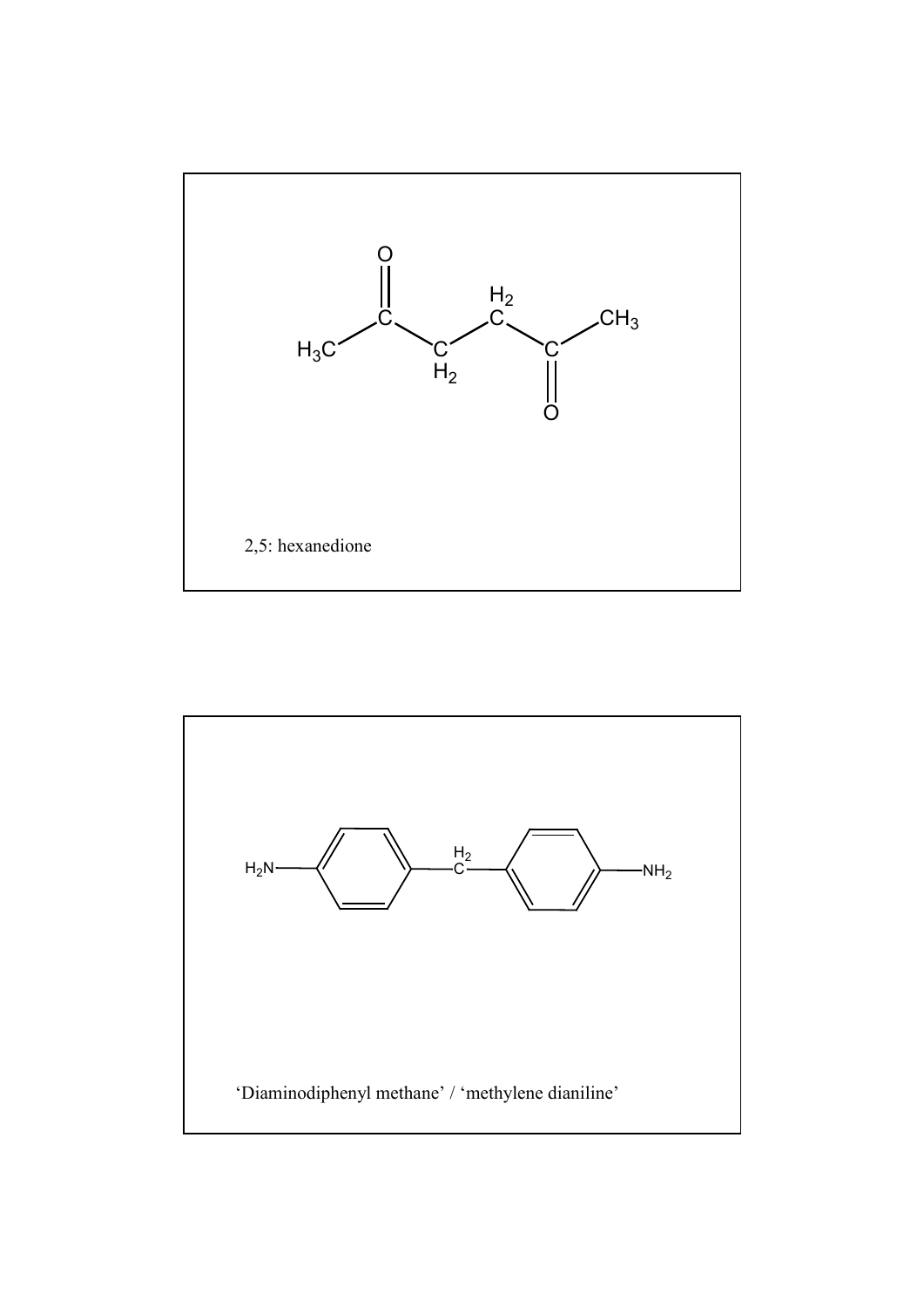2,5: hexanedione

'Diaminodiphenyl methane' / 'methylene dianiline'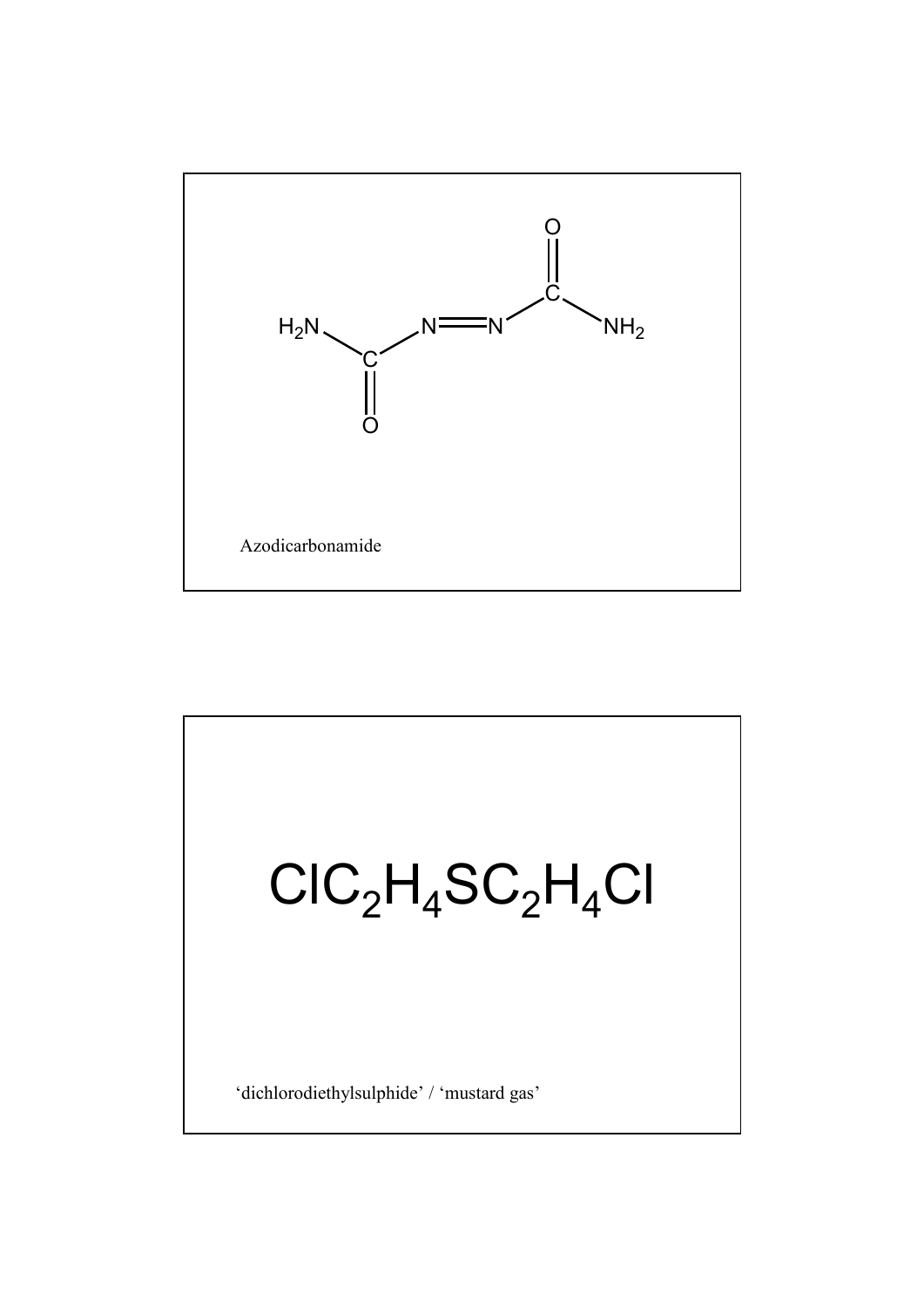$H_2N-C(=O)-N=N-C(=O)-NH_2$

Azodicarbonamide

$ClC_2H_4SC_2H_4Cl$

'dichlorodiethylsulphide' / 'mustard gas'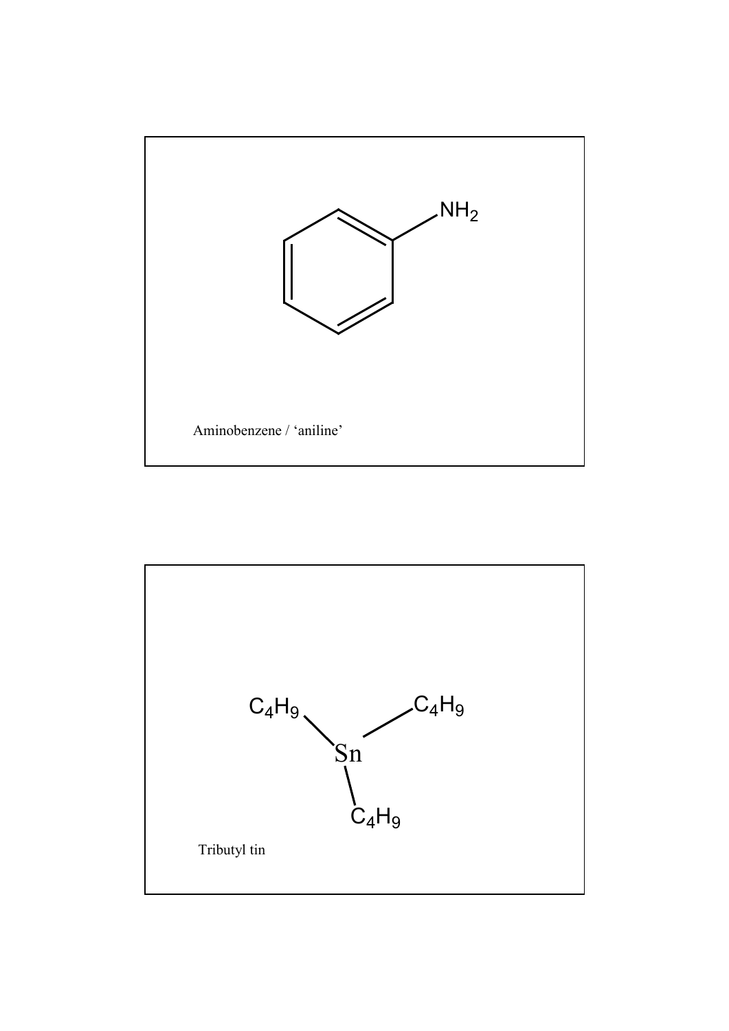$NH_2$

Aminobenzene / 'aniline'

$C_4H_9$ $C_4H_9$

Sn

$C_4H_9$

Tributyl tin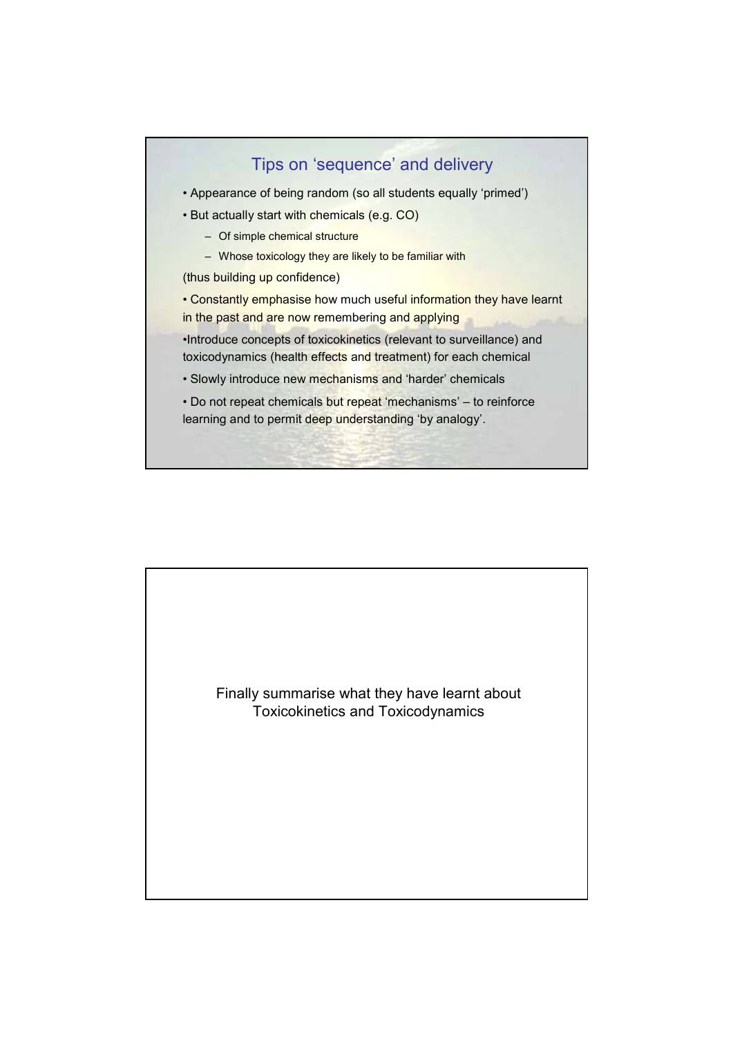## Tips on 'sequence' and delivery

- Appearance of being random (so all students equally 'primed')
- But actually start with chemicals (e.g. CO)
  - Of simple chemical structure
  - Whose toxicology they are likely to be familiar with

(thus building up confidence)

- Constantly emphasise how much useful information they have learnt in the past and are now remembering and applying
- Introduce concepts of toxicokinetics (relevant to surveillance) and toxicodynamics (health effects and treatment) for each chemical
- Slowly introduce new mechanisms and 'harder' chemicals
- Do not repeat chemicals but repeat 'mechanisms' – to reinforce learning and to permit deep understanding 'by analogy'.

---

Finally summarise what they have learnt about Toxicokinetics and Toxicodynamics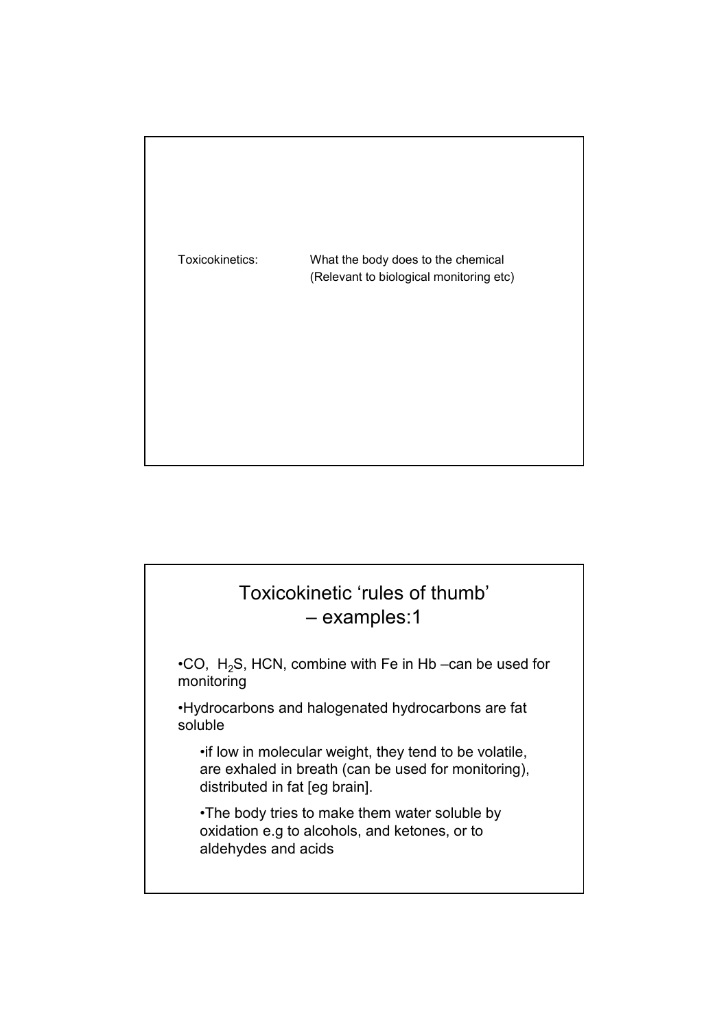Toxicokinetics: What the body does to the chemical (Relevant to biological monitoring etc)

## Toxicokinetic 'rules of thumb' – examples:1

- CO, $H_2S$, HCN, combine with Fe in Hb –can be used for monitoring
- Hydrocarbons and halogenated hydrocarbons are fat soluble
  - if low in molecular weight, they tend to be volatile, are exhaled in breath (can be used for monitoring), distributed in fat [eg brain].
  - The body tries to make them water soluble by oxidation e.g to alcohols, and ketones, or to aldehydes and acids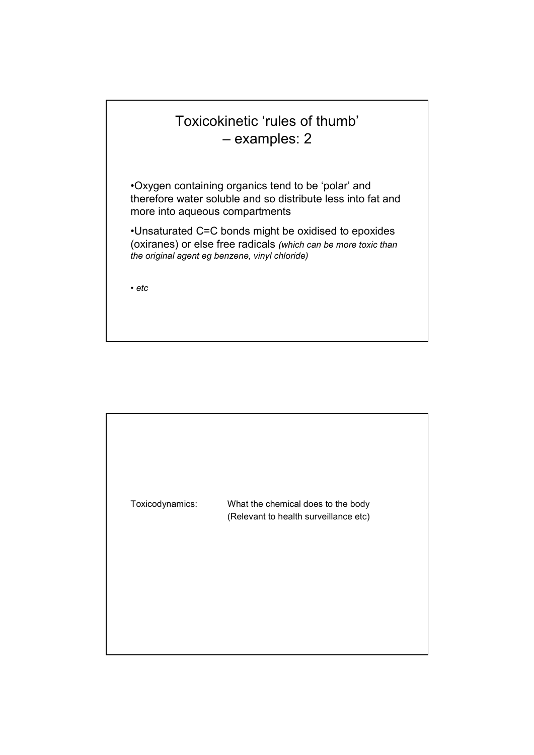## Toxicokinetic 'rules of thumb' – examples: 2

- Oxygen containing organics tend to be 'polar' and therefore water soluble and so distribute less into fat and more into aqueous compartments
- Unsaturated C=C bonds might be oxidised to epoxides (oxiranes) or else free radicals *(which can be more toxic than the original agent eg benzene, vinyl chloride)*
- *etc*

---

Toxicodynamics: What the chemical does to the body (Relevant to health surveillance etc)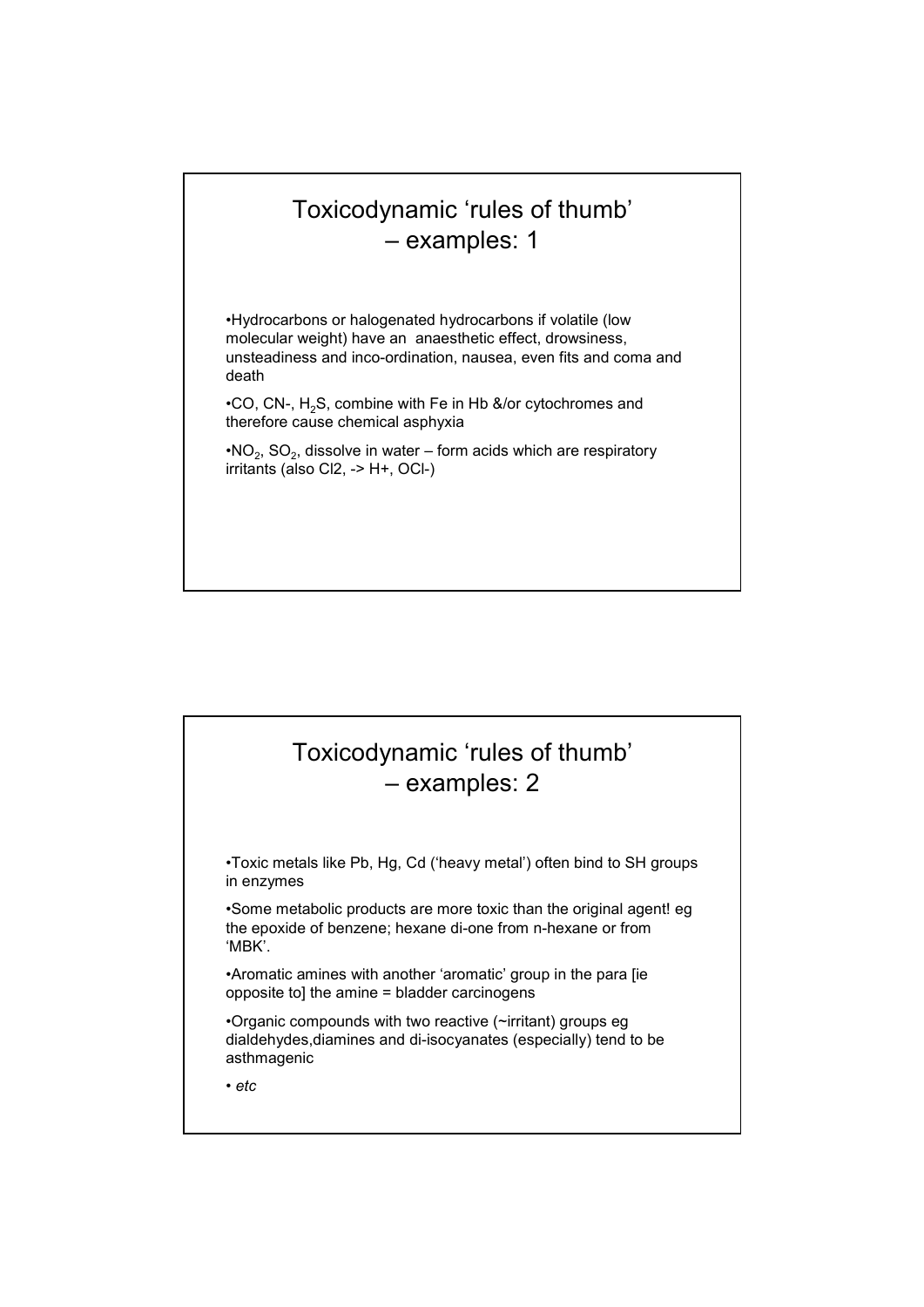# Toxicodynamic 'rules of thumb' – examples: 1

- Hydrocarbons or halogenated hydrocarbons if volatile (low molecular weight) have an anaesthetic effect, drowsiness, unsteadiness and inco-ordination, nausea, even fits and coma and death
- CO, $CN^-$, $H_2S$, combine with Fe in Hb &/or cytochromes and therefore cause chemical asphyxia
- $NO_2$, $SO_2$, dissolve in water – form acids which are respiratory irritants (also $Cl_2$, -> $H^+$, $OCl^-$)

# Toxicodynamic 'rules of thumb' – examples: 2

- Toxic metals like Pb, Hg, Cd ('heavy metal') often bind to SH groups in enzymes
- Some metabolic products are more toxic than the original agent! eg the epoxide of benzene; hexane di-one from n-hexane or from 'MBK'.
- Aromatic amines with another 'aromatic' group in the para [ie opposite to] the amine = bladder carcinogens
- Organic compounds with two reactive (~irritant) groups eg dialdehydes,diamines and di-isocyanates (especially) tend to be asthmagenic
- *etc*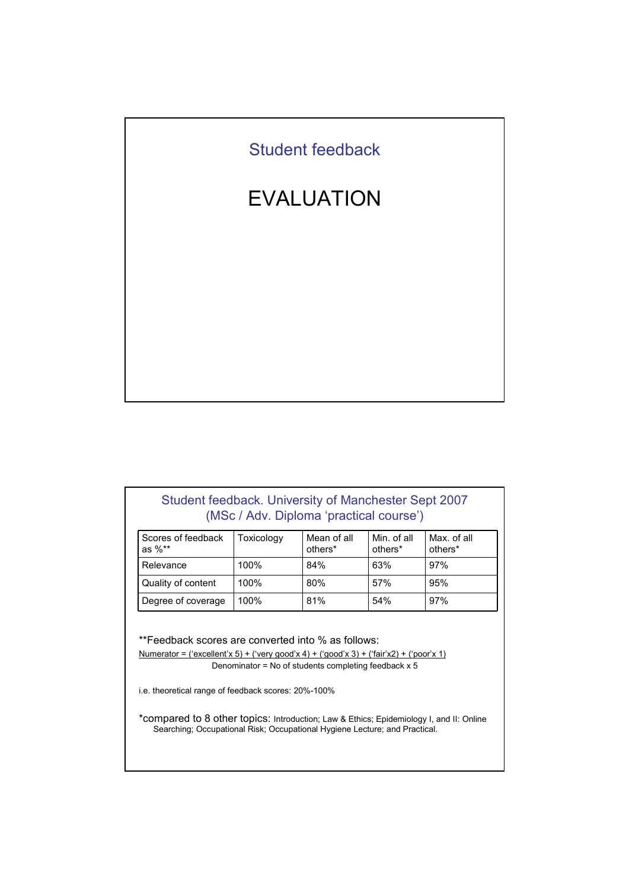## Student feedback

# EVALUATION

## Student feedback. University of Manchester Sept 2007 (MSc / Adv. Diploma 'practical course')

| Scores of feedback as %** | Toxicology | Mean of all others* | Min. of all others* | Max. of all others* |
|---|---|---|---|---|
| Relevance | 100% | 84% | 63% | 97% |
| Quality of content | 100% | 80% | 57% | 95% |
| Degree of coverage | 100% | 81% | 54% | 97% |

**Feedback scores are converted into % as follows:

Numerator = ('excellent'x 5) + ('very good'x 4) + ('good'x 3) + ('fair'x2) + ('poor'x 1)

Denominator = No of students completing feedback x 5

i.e. theoretical range of feedback scores: 20%-100%

*compared to 8 other topics: Introduction; Law & Ethics; Epidemiology I, and II: Online Searching; Occupational Risk; Occupational Hygiene Lecture; and Practical.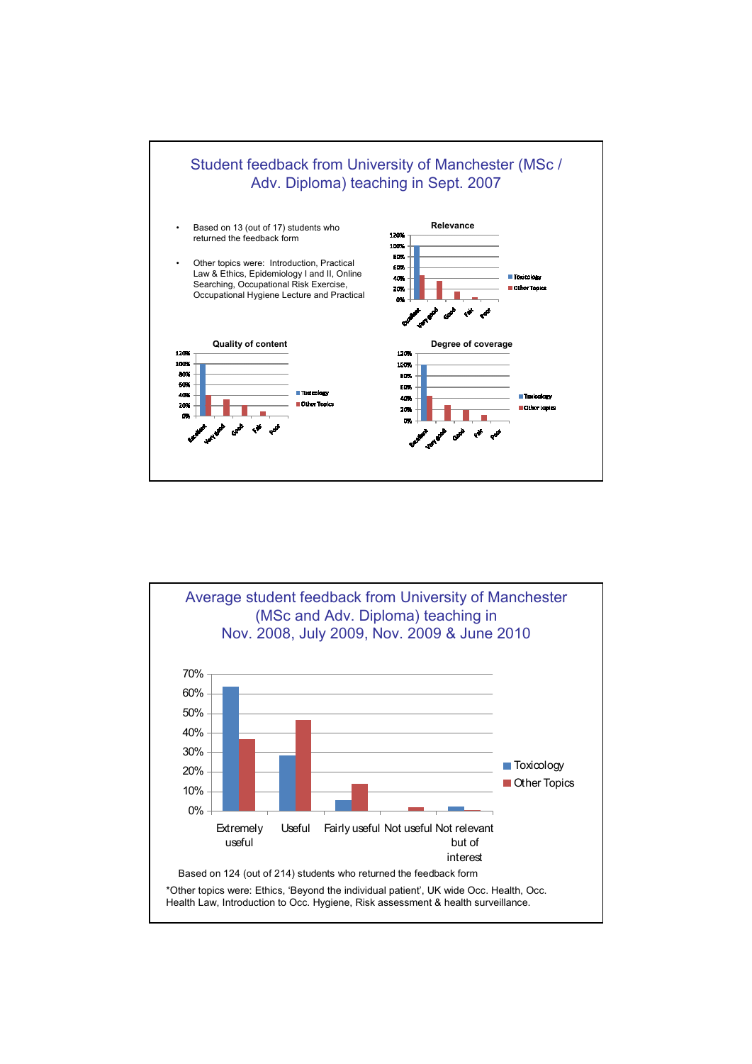## Student feedback from University of Manchester (MSc / Adv. Diploma) teaching in Sept. 2007

- Based on 13 (out of 17) students who returned the feedback form
- Other topics were: Introduction, Practical Law & Ethics, Epidemiology I and II, Online Searching, Occupational Risk Exercise, Occupational Hygiene Lecture and Practical

**Relevance**

**Quality of content**

**Degree of coverage**

Legend: Toxicology, Other Topics

## Average student feedback from University of Manchester (MSc and Adv. Diploma) teaching in Nov. 2008, July 2009, Nov. 2009 & June 2010

Based on 124 (out of 214) students who returned the feedback form

*Other topics were: Ethics, 'Beyond the individual patient', UK wide Occ. Health, Occ. Health Law, Introduction to Occ. Hygiene, Risk assessment & health surveillance.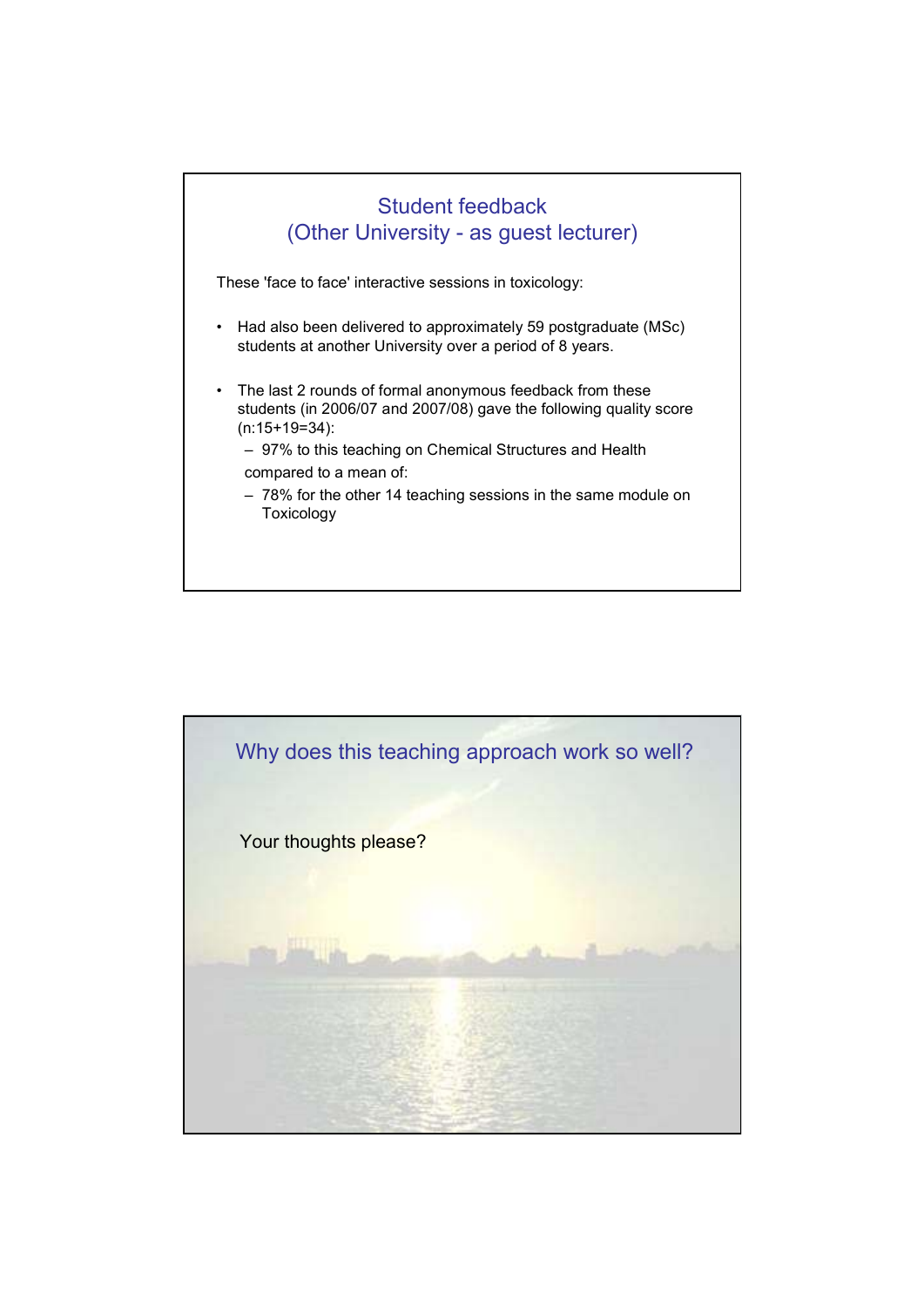## Student feedback
## (Other University - as guest lecturer)

These 'face to face' interactive sessions in toxicology:

- Had also been delivered to approximately 59 postgraduate (MSc) students at another University over a period of 8 years.

- The last 2 rounds of formal anonymous feedback from these students (in 2006/07 and 2007/08) gave the following quality score (n:15+19=34):
  - 97% to this teaching on Chemical Structures and Health

  compared to a mean of:
  - 78% for the other 14 teaching sessions in the same module on Toxicology

## Why does this teaching approach work so well?

Your thoughts please?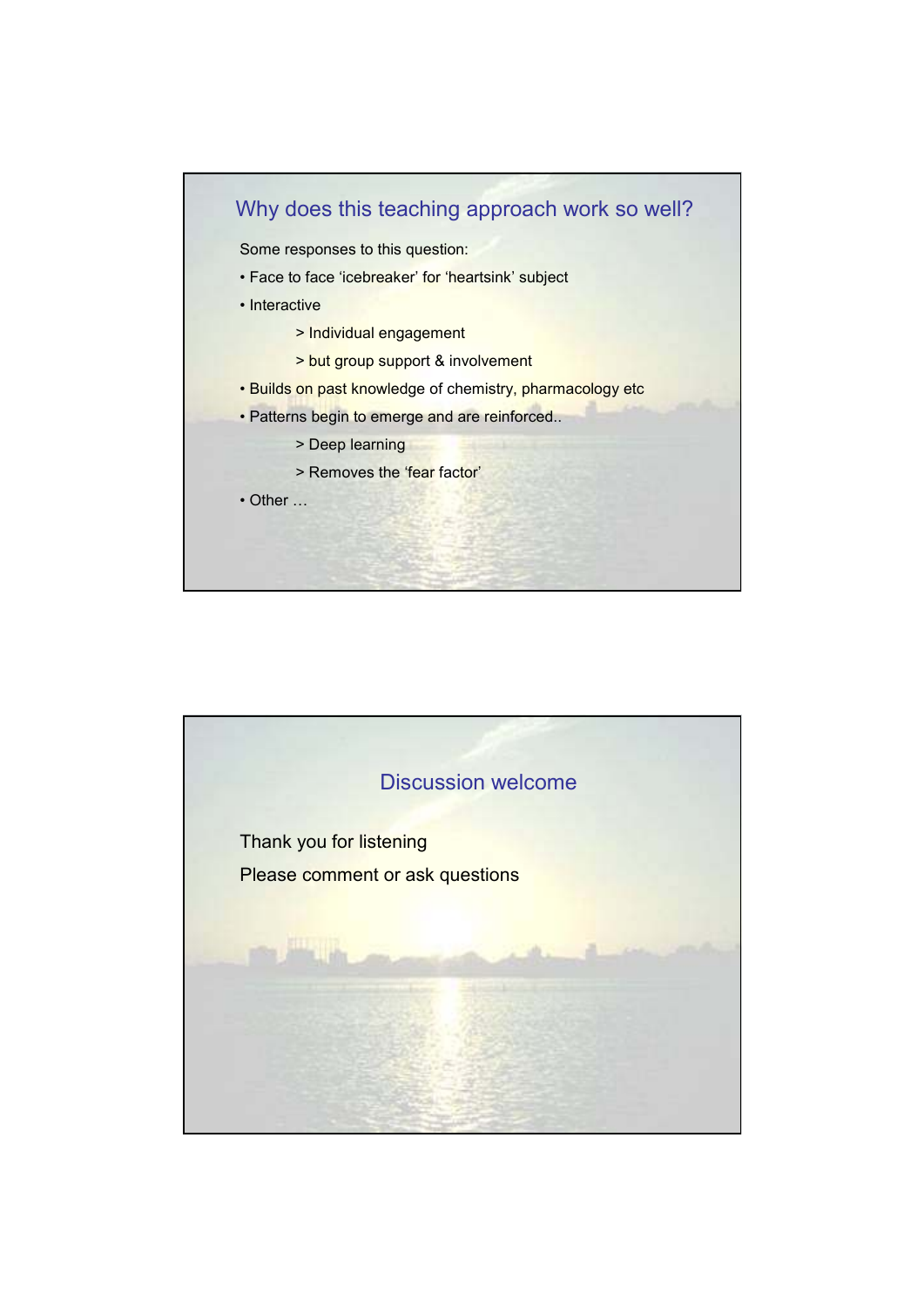## Why does this teaching approach work so well?

Some responses to this question:

- Face to face ‘icebreaker’ for ‘heartsink’ subject
- Interactive
  - > Individual engagement
  - > but group support & involvement
- Builds on past knowledge of chemistry, pharmacology etc
- Patterns begin to emerge and are reinforced..
  - > Deep learning
  - > Removes the ‘fear factor’
- Other …

## Discussion welcome

Thank you for listening

Please comment or ask questions